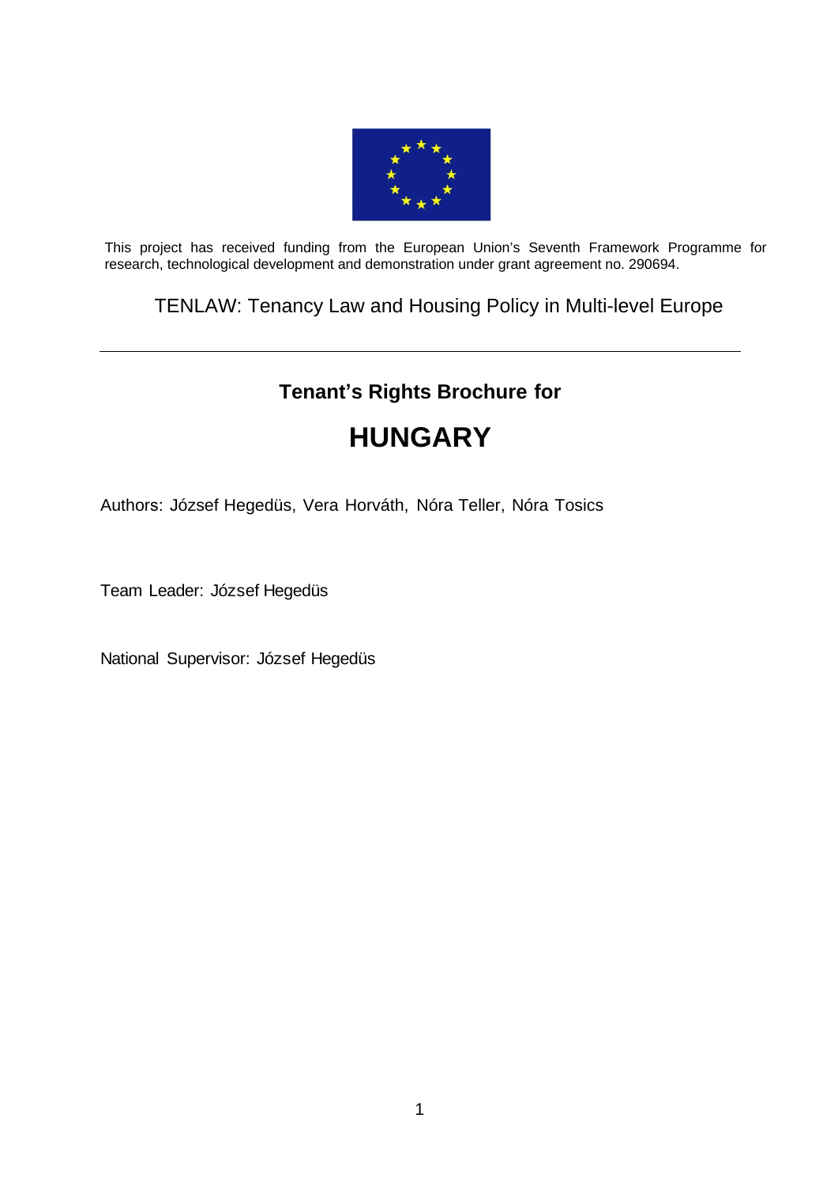This project has received funding from the European Union's Seventh Framework Programme for research, technological development and demonstration under grant agreement no. 290694.

TENLAW: Tenancy Law and Housing Policy in Multi-level Europe

---

## Tenant's Rights Brochure for

# HUNGARY

Authors: József Hegedüs, Vera Horváth, Nóra Teller, Nóra Tosics

Team Leader: József Hegedüs

National Supervisor: József Hegedüs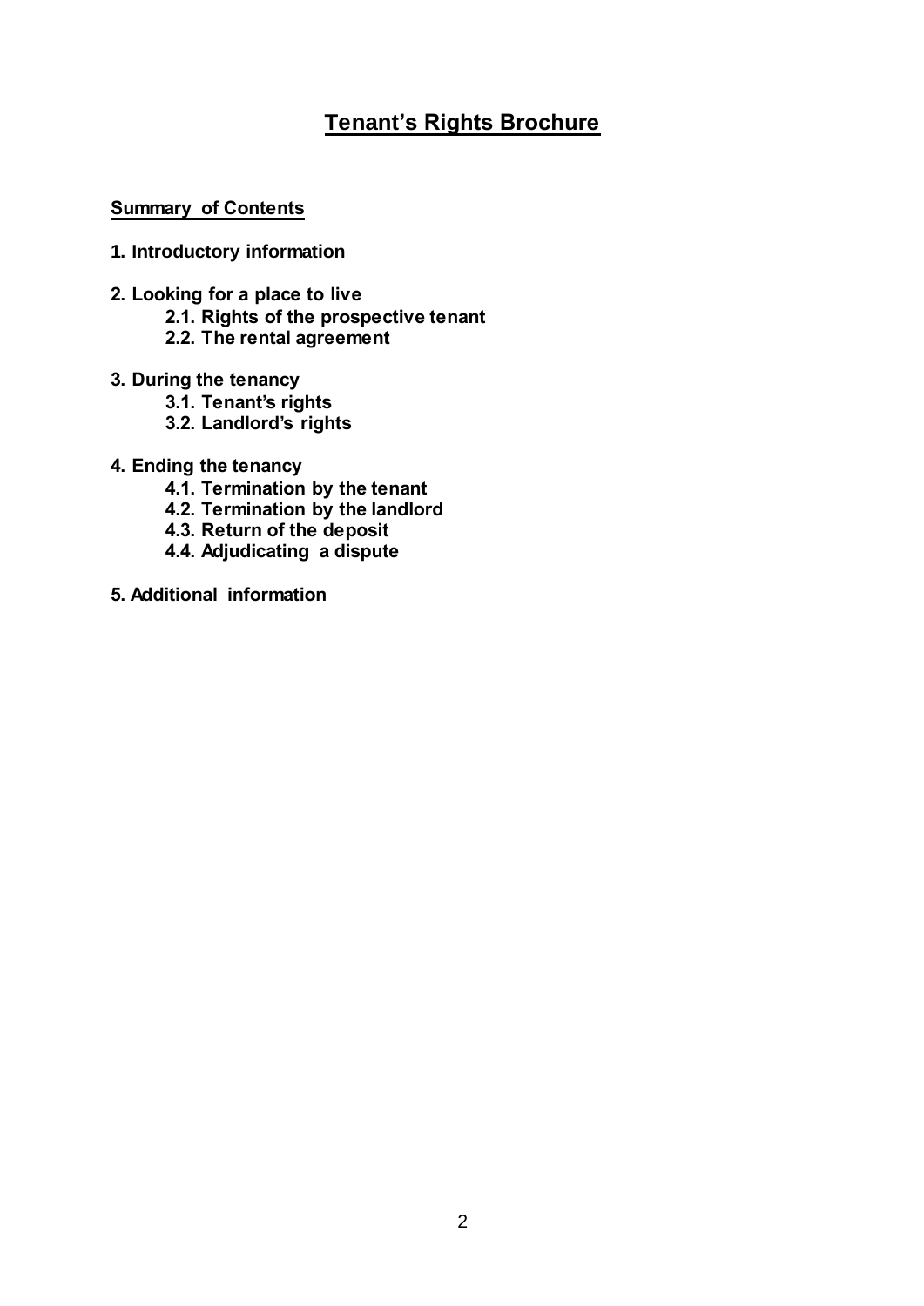# Tenant's Rights Brochure

**Summary of Contents**

**1. Introductory information**

**2. Looking for a place to live**
- **2.1. Rights of the prospective tenant**
- **2.2. The rental agreement**

**3. During the tenancy**
- **3.1. Tenant's rights**
- **3.2. Landlord's rights**

**4. Ending the tenancy**
- **4.1. Termination by the tenant**
- **4.2. Termination by the landlord**
- **4.3. Return of the deposit**
- **4.4. Adjudicating a dispute**

**5. Additional information**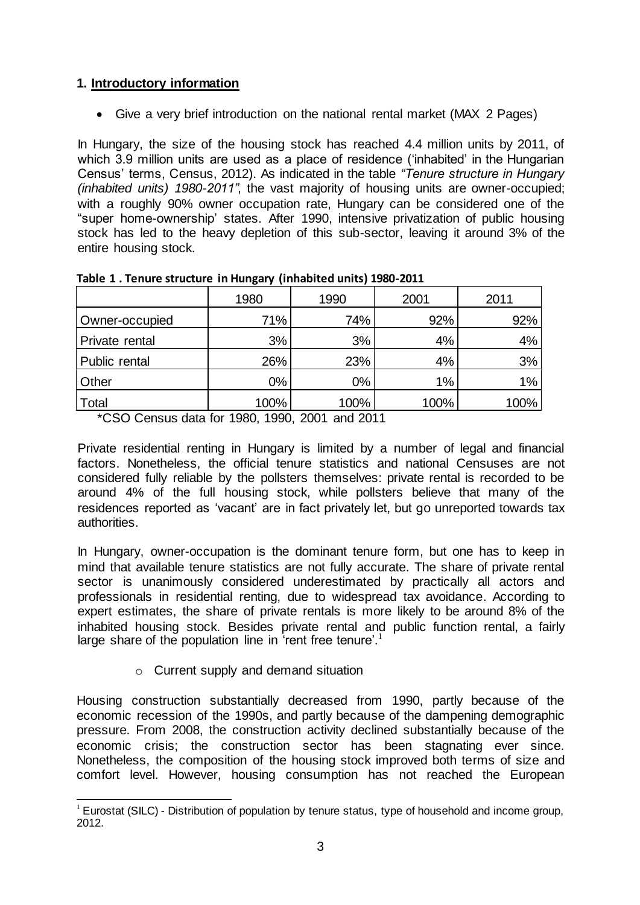## 1. Introductory information

- Give a very brief introduction on the national rental market (MAX 2 Pages)

In Hungary, the size of the housing stock has reached 4.4 million units by 2011, of which 3.9 million units are used as a place of residence ('inhabited' in the Hungarian Census' terms, Census, 2012). As indicated in the table *"Tenure structure in Hungary (inhabited units) 1980-2011"*, the vast majority of housing units are owner-occupied; with a roughly 90% owner occupation rate, Hungary can be considered one of the "super home-ownership' states. After 1990, intensive privatization of public housing stock has led to the heavy depletion of this sub-sector, leaving it around 3% of the entire housing stock.

**Table 1 . Tenure structure in Hungary (inhabited units) 1980-2011**

| | 1980 | 1990 | 2001 | 2011 |
|---|---|---|---|---|
| Owner-occupied | 71% | 74% | 92% | 92% |
| Private rental | 3% | 3% | 4% | 4% |
| Public rental | 26% | 23% | 4% | 3% |
| Other | 0% | 0% | 1% | 1% |
| Total | 100% | 100% | 100% | 100% |

*CSO Census data for 1980, 1990, 2001 and 2011

Private residential renting in Hungary is limited by a number of legal and financial factors. Nonetheless, the official tenure statistics and national Censuses are not considered fully reliable by the pollsters themselves: private rental is recorded to be around 4% of the full housing stock, while pollsters believe that many of the residences reported as 'vacant' are in fact privately let, but go unreported towards tax authorities.

In Hungary, owner-occupation is the dominant tenure form, but one has to keep in mind that available tenure statistics are not fully accurate. The share of private rental sector is unanimously considered underestimated by practically all actors and professionals in residential renting, due to widespread tax avoidance. According to expert estimates, the share of private rentals is more likely to be around 8% of the inhabited housing stock. Besides private rental and public function rental, a fairly large share of the population line in 'rent free tenure'.[1]

- Current supply and demand situation

Housing construction substantially decreased from 1990, partly because of the economic recession of the 1990s, and partly because of the dampening demographic pressure. From 2008, the construction activity declined substantially because of the economic crisis; the construction sector has been stagnating ever since. Nonetheless, the composition of the housing stock improved both terms of size and comfort level. However, housing consumption has not reached the European

[1] Eurostat (SILC) - Distribution of population by tenure status, type of household and income group, 2012.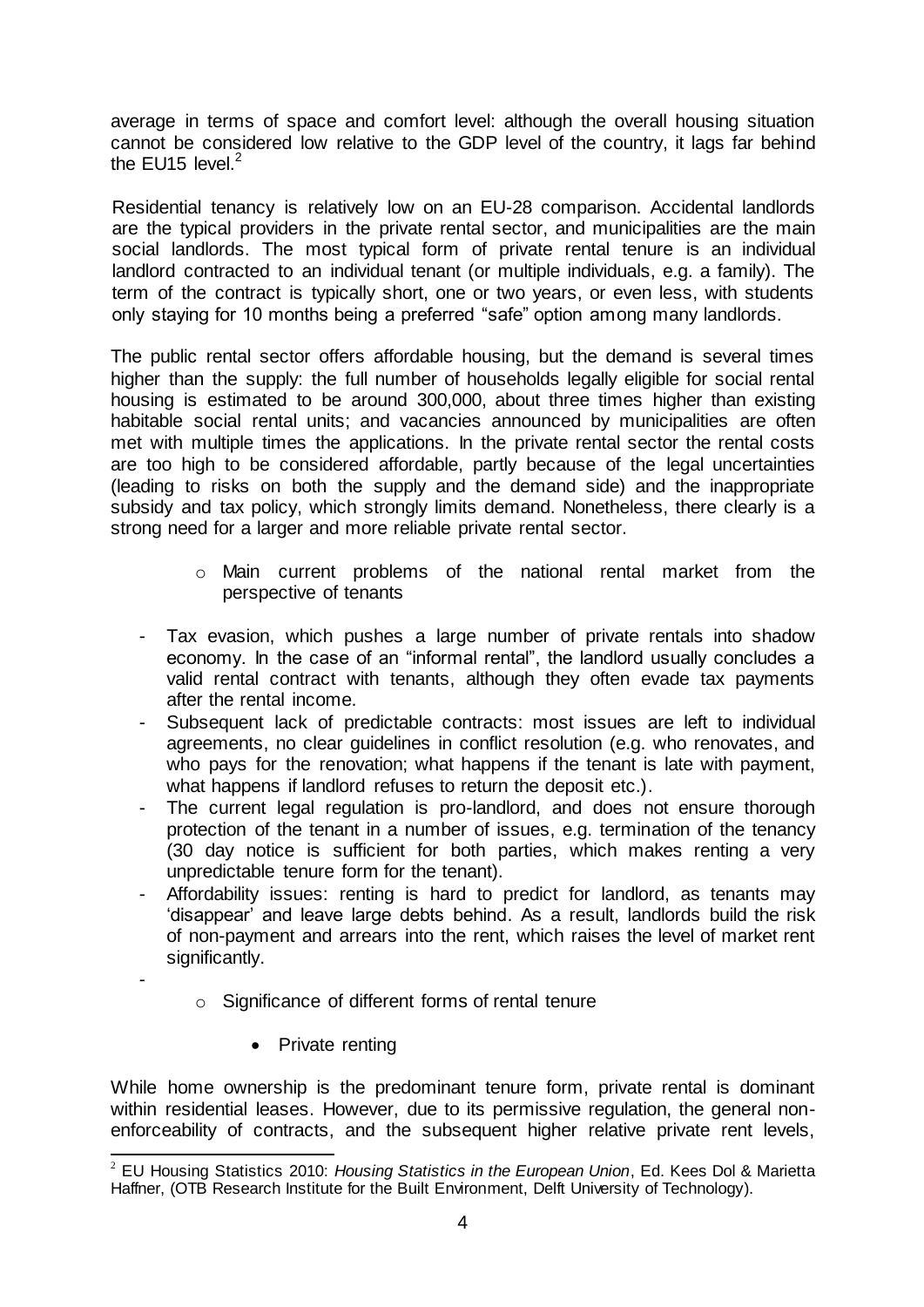average in terms of space and comfort level: although the overall housing situation cannot be considered low relative to the GDP level of the country, it lags far behind the EU15 level.[2]

Residential tenancy is relatively low on an EU-28 comparison. Accidental landlords are the typical providers in the private rental sector, and municipalities are the main social landlords. The most typical form of private rental tenure is an individual landlord contracted to an individual tenant (or multiple individuals, e.g. a family). The term of the contract is typically short, one or two years, or even less, with students only staying for 10 months being a preferred "safe" option among many landlords.

The public rental sector offers affordable housing, but the demand is several times higher than the supply: the full number of households legally eligible for social rental housing is estimated to be around 300,000, about three times higher than existing habitable social rental units; and vacancies announced by municipalities are often met with multiple times the applications. In the private rental sector the rental costs are too high to be considered affordable, partly because of the legal uncertainties (leading to risks on both the supply and the demand side) and the inappropriate subsidy and tax policy, which strongly limits demand. Nonetheless, there clearly is a strong need for a larger and more reliable private rental sector.

- Main current problems of the national rental market from the perspective of tenants

- Tax evasion, which pushes a large number of private rentals into shadow economy. In the case of an "informal rental", the landlord usually concludes a valid rental contract with tenants, although they often evade tax payments after the rental income.
- Subsequent lack of predictable contracts: most issues are left to individual agreements, no clear guidelines in conflict resolution (e.g. who renovates, and who pays for the renovation; what happens if the tenant is late with payment, what happens if landlord refuses to return the deposit etc.).
- The current legal regulation is pro-landlord, and does not ensure thorough protection of the tenant in a number of issues, e.g. termination of the tenancy (30 day notice is sufficient for both parties, which makes renting a very unpredictable tenure form for the tenant).
- Affordability issues: renting is hard to predict for landlord, as tenants may 'disappear' and leave large debts behind. As a result, landlords build the risk of non-payment and arrears into the rent, which raises the level of market rent significantly.
-

- Significance of different forms of rental tenure

  - Private renting

While home ownership is the predominant tenure form, private rental is dominant within residential leases. However, due to its permissive regulation, the general non-enforceability of contracts, and the subsequent higher relative private rent levels,

[2] EU Housing Statistics 2010: *Housing Statistics in the European Union*, Ed. Kees Dol & Marietta Haffner, (OTB Research Institute for the Built Environment, Delft University of Technology).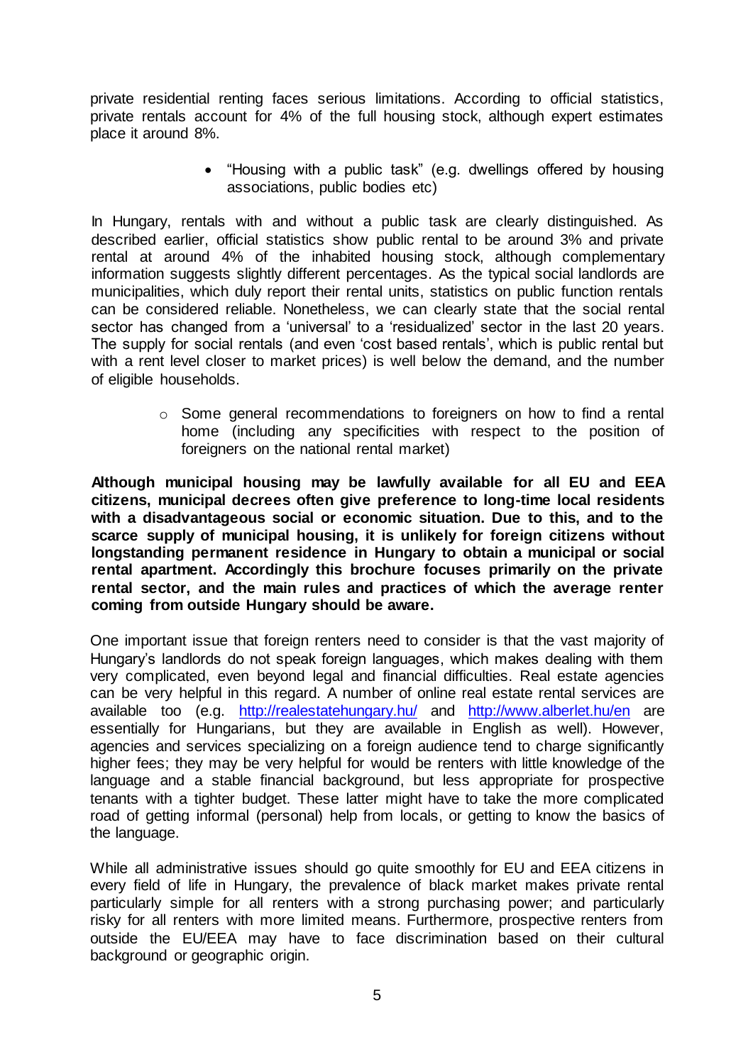private residential renting faces serious limitations. According to official statistics, private rentals account for 4% of the full housing stock, although expert estimates place it around 8%.

- "Housing with a public task" (e.g. dwellings offered by housing associations, public bodies etc)

In Hungary, rentals with and without a public task are clearly distinguished. As described earlier, official statistics show public rental to be around 3% and private rental at around 4% of the inhabited housing stock, although complementary information suggests slightly different percentages. As the typical social landlords are municipalities, which duly report their rental units, statistics on public function rentals can be considered reliable. Nonetheless, we can clearly state that the social rental sector has changed from a 'universal' to a 'residualized' sector in the last 20 years. The supply for social rentals (and even 'cost based rentals', which is public rental but with a rent level closer to market prices) is well below the demand, and the number of eligible households.

  - Some general recommendations to foreigners on how to find a rental home (including any specificities with respect to the position of foreigners on the national rental market)

**Although municipal housing may be lawfully available for all EU and EEA citizens, municipal decrees often give preference to long-time local residents with a disadvantageous social or economic situation. Due to this, and to the scarce supply of municipal housing, it is unlikely for foreign citizens without longstanding permanent residence in Hungary to obtain a municipal or social rental apartment. Accordingly this brochure focuses primarily on the private rental sector, and the main rules and practices of which the average renter coming from outside Hungary should be aware.**

One important issue that foreign renters need to consider is that the vast majority of Hungary's landlords do not speak foreign languages, which makes dealing with them very complicated, even beyond legal and financial difficulties. Real estate agencies can be very helpful in this regard. A number of online real estate rental services are available too (e.g. http://realestatehungary.hu/ and http://www.alberlet.hu/en are essentially for Hungarians, but they are available in English as well). However, agencies and services specializing on a foreign audience tend to charge significantly higher fees; they may be very helpful for would be renters with little knowledge of the language and a stable financial background, but less appropriate for prospective tenants with a tighter budget. These latter might have to take the more complicated road of getting informal (personal) help from locals, or getting to know the basics of the language.

While all administrative issues should go quite smoothly for EU and EEA citizens in every field of life in Hungary, the prevalence of black market makes private rental particularly simple for all renters with a strong purchasing power; and particularly risky for all renters with more limited means. Furthermore, prospective renters from outside the EU/EEA may have to face discrimination based on their cultural background or geographic origin.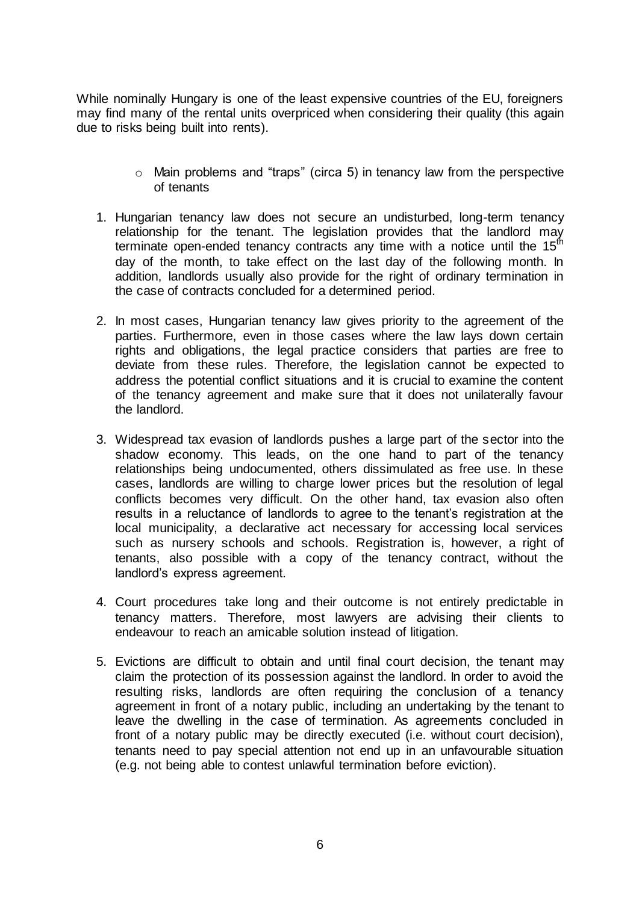While nominally Hungary is one of the least expensive countries of the EU, foreigners may find many of the rental units overpriced when considering their quality (this again due to risks being built into rents).

- Main problems and "traps" (circa 5) in tenancy law from the perspective of tenants

1. Hungarian tenancy law does not secure an undisturbed, long-term tenancy relationship for the tenant. The legislation provides that the landlord may terminate open-ended tenancy contracts any time with a notice until the 15th day of the month, to take effect on the last day of the following month. In addition, landlords usually also provide for the right of ordinary termination in the case of contracts concluded for a determined period.

2. In most cases, Hungarian tenancy law gives priority to the agreement of the parties. Furthermore, even in those cases where the law lays down certain rights and obligations, the legal practice considers that parties are free to deviate from these rules. Therefore, the legislation cannot be expected to address the potential conflict situations and it is crucial to examine the content of the tenancy agreement and make sure that it does not unilaterally favour the landlord.

3. Widespread tax evasion of landlords pushes a large part of the sector into the shadow economy. This leads, on the one hand to part of the tenancy relationships being undocumented, others dissimulated as free use. In these cases, landlords are willing to charge lower prices but the resolution of legal conflicts becomes very difficult. On the other hand, tax evasion also often results in a reluctance of landlords to agree to the tenant's registration at the local municipality, a declarative act necessary for accessing local services such as nursery schools and schools. Registration is, however, a right of tenants, also possible with a copy of the tenancy contract, without the landlord's express agreement.

4. Court procedures take long and their outcome is not entirely predictable in tenancy matters. Therefore, most lawyers are advising their clients to endeavour to reach an amicable solution instead of litigation.

5. Evictions are difficult to obtain and until final court decision, the tenant may claim the protection of its possession against the landlord. In order to avoid the resulting risks, landlords are often requiring the conclusion of a tenancy agreement in front of a notary public, including an undertaking by the tenant to leave the dwelling in the case of termination. As agreements concluded in front of a notary public may be directly executed (i.e. without court decision), tenants need to pay special attention not end up in an unfavourable situation (e.g. not being able to contest unlawful termination before eviction).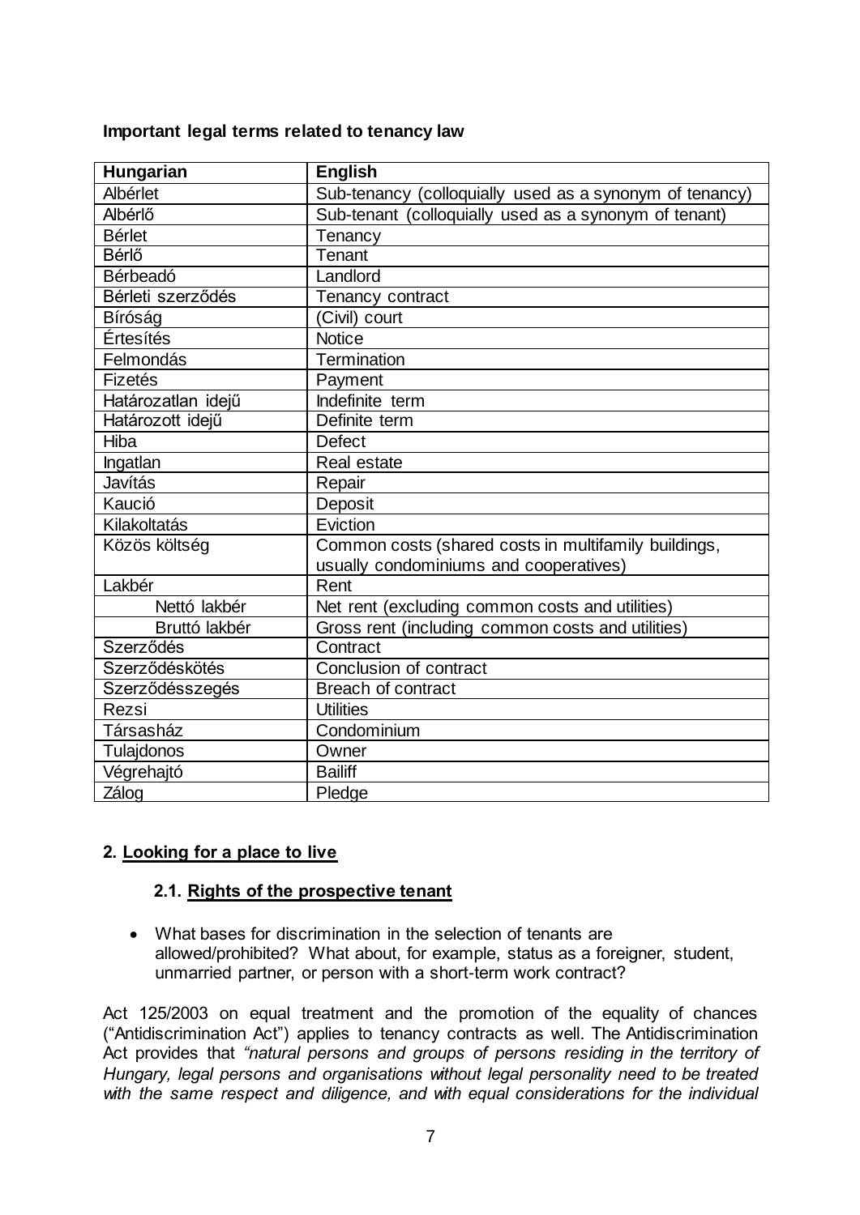**Important legal terms related to tenancy law**

| Hungarian | English |
|---|---|
| Albérlet | Sub-tenancy (colloquially used as a synonym of tenancy) |
| Albérlő | Sub-tenant (colloquially used as a synonym of tenant) |
| Bérlet | Tenancy |
| Bérlő | Tenant |
| Bérbeadó | Landlord |
| Bérleti szerződés | Tenancy contract |
| Bíróság | (Civil) court |
| Értesítés | Notice |
| Felmondás | Termination |
| Fizetés | Payment |
| Határozatlan idejű | Indefinite term |
| Határozott idejű | Definite term |
| Hiba | Defect |
| Ingatlan | Real estate |
| Javítás | Repair |
| Kaució | Deposit |
| Kilakoltatás | Eviction |
| Közös költség | Common costs (shared costs in multifamily buildings, usually condominiums and cooperatives) |
| Lakbér | Rent |
| Nettó lakbér | Net rent (excluding common costs and utilities) |
| Bruttó lakbér | Gross rent (including common costs and utilities) |
| Szerződés | Contract |
| Szerződéskötés | Conclusion of contract |
| Szerződésszegés | Breach of contract |
| Rezsi | Utilities |
| Társasház | Condominium |
| Tulajdonos | Owner |
| Végrehajtó | Bailiff |
| Zálog | Pledge |

## 2. Looking for a place to live

### 2.1. Rights of the prospective tenant

- What bases for discrimination in the selection of tenants are allowed/prohibited? What about, for example, status as a foreigner, student, unmarried partner, or person with a short-term work contract?

Act 125/2003 on equal treatment and the promotion of the equality of chances ("Antidiscrimination Act") applies to tenancy contracts as well. The Antidiscrimination Act provides that *"natural persons and groups of persons residing in the territory of Hungary, legal persons and organisations without legal personality need to be treated with the same respect and diligence, and with equal considerations for the individual*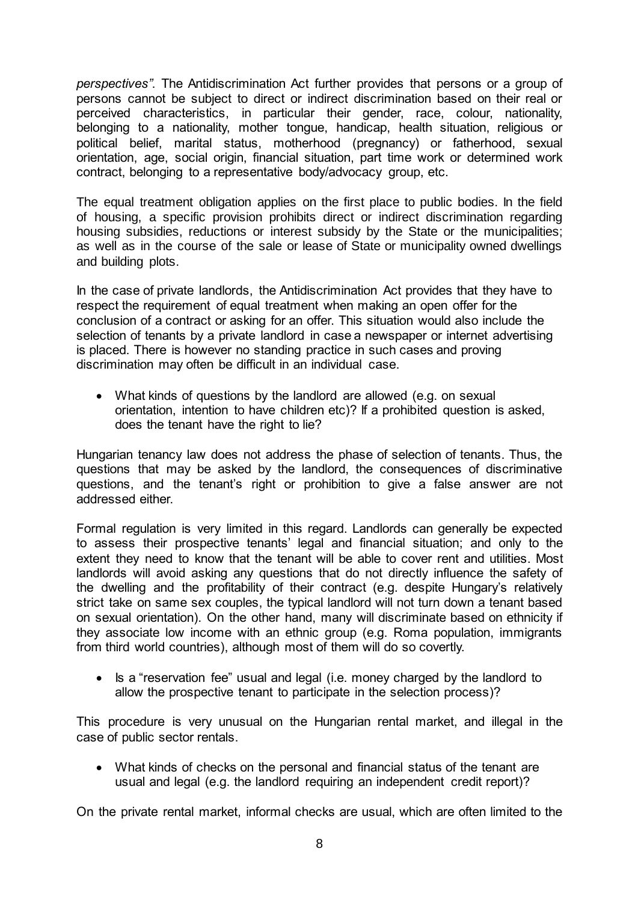*perspectives"*. The Antidiscrimination Act further provides that persons or a group of persons cannot be subject to direct or indirect discrimination based on their real or perceived characteristics, in particular their gender, race, colour, nationality, belonging to a nationality, mother tongue, handicap, health situation, religious or political belief, marital status, motherhood (pregnancy) or fatherhood, sexual orientation, age, social origin, financial situation, part time work or determined work contract, belonging to a representative body/advocacy group, etc.

The equal treatment obligation applies on the first place to public bodies. In the field of housing, a specific provision prohibits direct or indirect discrimination regarding housing subsidies, reductions or interest subsidy by the State or the municipalities; as well as in the course of the sale or lease of State or municipality owned dwellings and building plots.

In the case of private landlords, the Antidiscrimination Act provides that they have to respect the requirement of equal treatment when making an open offer for the conclusion of a contract or asking for an offer. This situation would also include the selection of tenants by a private landlord in case a newspaper or internet advertising is placed. There is however no standing practice in such cases and proving discrimination may often be difficult in an individual case.

- What kinds of questions by the landlord are allowed (e.g. on sexual orientation, intention to have children etc)? If a prohibited question is asked, does the tenant have the right to lie?

Hungarian tenancy law does not address the phase of selection of tenants. Thus, the questions that may be asked by the landlord, the consequences of discriminative questions, and the tenant's right or prohibition to give a false answer are not addressed either.

Formal regulation is very limited in this regard. Landlords can generally be expected to assess their prospective tenants' legal and financial situation; and only to the extent they need to know that the tenant will be able to cover rent and utilities. Most landlords will avoid asking any questions that do not directly influence the safety of the dwelling and the profitability of their contract (e.g. despite Hungary's relatively strict take on same sex couples, the typical landlord will not turn down a tenant based on sexual orientation). On the other hand, many will discriminate based on ethnicity if they associate low income with an ethnic group (e.g. Roma population, immigrants from third world countries), although most of them will do so covertly.

- Is a "reservation fee" usual and legal (i.e. money charged by the landlord to allow the prospective tenant to participate in the selection process)?

This procedure is very unusual on the Hungarian rental market, and illegal in the case of public sector rentals.

- What kinds of checks on the personal and financial status of the tenant are usual and legal (e.g. the landlord requiring an independent credit report)?

On the private rental market, informal checks are usual, which are often limited to the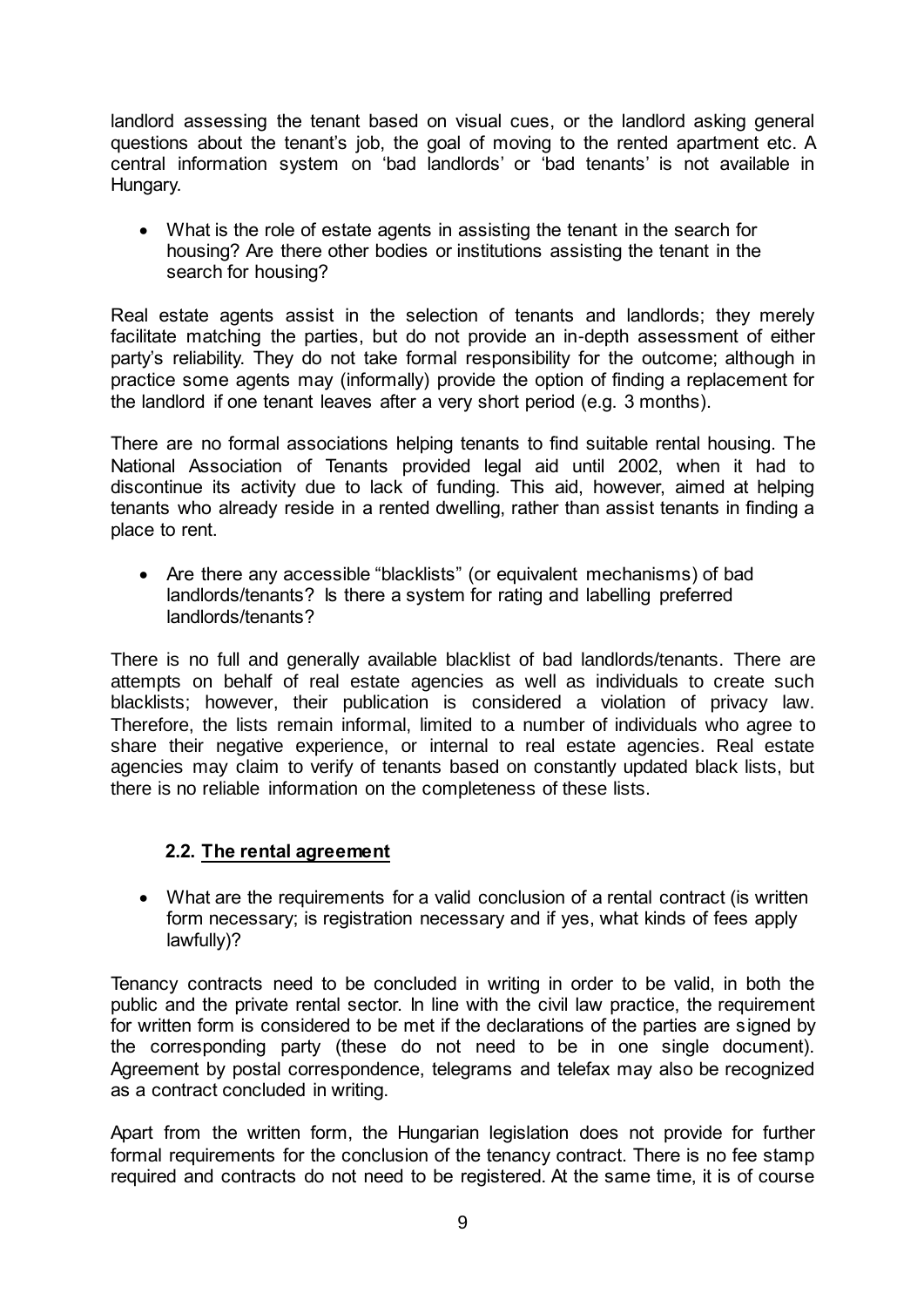landlord assessing the tenant based on visual cues, or the landlord asking general questions about the tenant's job, the goal of moving to the rented apartment etc. A central information system on 'bad landlords' or 'bad tenants' is not available in Hungary.

- What is the role of estate agents in assisting the tenant in the search for housing? Are there other bodies or institutions assisting the tenant in the search for housing?

Real estate agents assist in the selection of tenants and landlords; they merely facilitate matching the parties, but do not provide an in-depth assessment of either party's reliability. They do not take formal responsibility for the outcome; although in practice some agents may (informally) provide the option of finding a replacement for the landlord if one tenant leaves after a very short period (e.g. 3 months).

There are no formal associations helping tenants to find suitable rental housing. The National Association of Tenants provided legal aid until 2002, when it had to discontinue its activity due to lack of funding. This aid, however, aimed at helping tenants who already reside in a rented dwelling, rather than assist tenants in finding a place to rent.

- Are there any accessible "blacklists" (or equivalent mechanisms) of bad landlords/tenants? Is there a system for rating and labelling preferred landlords/tenants?

There is no full and generally available blacklist of bad landlords/tenants. There are attempts on behalf of real estate agencies as well as individuals to create such blacklists; however, their publication is considered a violation of privacy law. Therefore, the lists remain informal, limited to a number of individuals who agree to share their negative experience, or internal to real estate agencies. Real estate agencies may claim to verify of tenants based on constantly updated black lists, but there is no reliable information on the completeness of these lists.

### 2.2. The rental agreement

- What are the requirements for a valid conclusion of a rental contract (is written form necessary; is registration necessary and if yes, what kinds of fees apply lawfully)?

Tenancy contracts need to be concluded in writing in order to be valid, in both the public and the private rental sector. In line with the civil law practice, the requirement for written form is considered to be met if the declarations of the parties are signed by the corresponding party (these do not need to be in one single document). Agreement by postal correspondence, telegrams and telefax may also be recognized as a contract concluded in writing.

Apart from the written form, the Hungarian legislation does not provide for further formal requirements for the conclusion of the tenancy contract. There is no fee stamp required and contracts do not need to be registered. At the same time, it is of course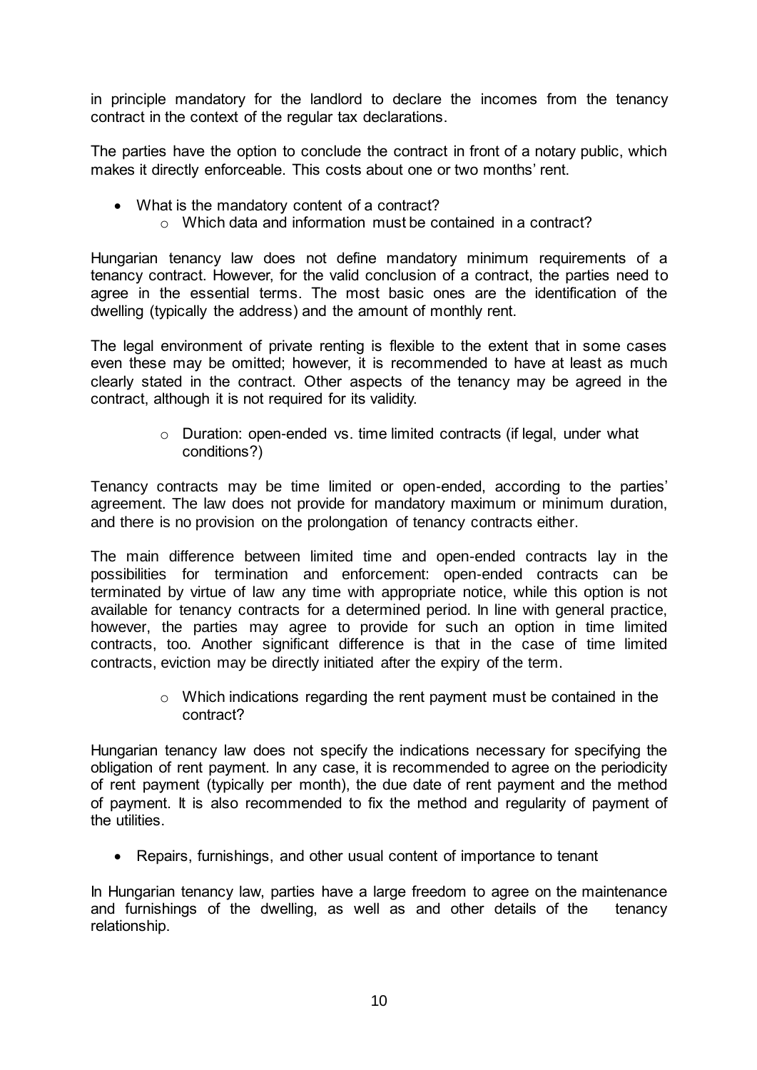in principle mandatory for the landlord to declare the incomes from the tenancy contract in the context of the regular tax declarations.

The parties have the option to conclude the contract in front of a notary public, which makes it directly enforceable. This costs about one or two months' rent.

- What is the mandatory content of a contract?
  - Which data and information must be contained in a contract?

Hungarian tenancy law does not define mandatory minimum requirements of a tenancy contract. However, for the valid conclusion of a contract, the parties need to agree in the essential terms. The most basic ones are the identification of the dwelling (typically the address) and the amount of monthly rent.

The legal environment of private renting is flexible to the extent that in some cases even these may be omitted; however, it is recommended to have at least as much clearly stated in the contract. Other aspects of the tenancy may be agreed in the contract, although it is not required for its validity.

  - Duration: open-ended vs. time limited contracts (if legal, under what conditions?)

Tenancy contracts may be time limited or open-ended, according to the parties' agreement. The law does not provide for mandatory maximum or minimum duration, and there is no provision on the prolongation of tenancy contracts either.

The main difference between limited time and open-ended contracts lay in the possibilities for termination and enforcement: open-ended contracts can be terminated by virtue of law any time with appropriate notice, while this option is not available for tenancy contracts for a determined period. In line with general practice, however, the parties may agree to provide for such an option in time limited contracts, too. Another significant difference is that in the case of time limited contracts, eviction may be directly initiated after the expiry of the term.

  - Which indications regarding the rent payment must be contained in the contract?

Hungarian tenancy law does not specify the indications necessary for specifying the obligation of rent payment. In any case, it is recommended to agree on the periodicity of rent payment (typically per month), the due date of rent payment and the method of payment. It is also recommended to fix the method and regularity of payment of the utilities.

- Repairs, furnishings, and other usual content of importance to tenant

In Hungarian tenancy law, parties have a large freedom to agree on the maintenance and furnishings of the dwelling, as well as and other details of the tenancy relationship.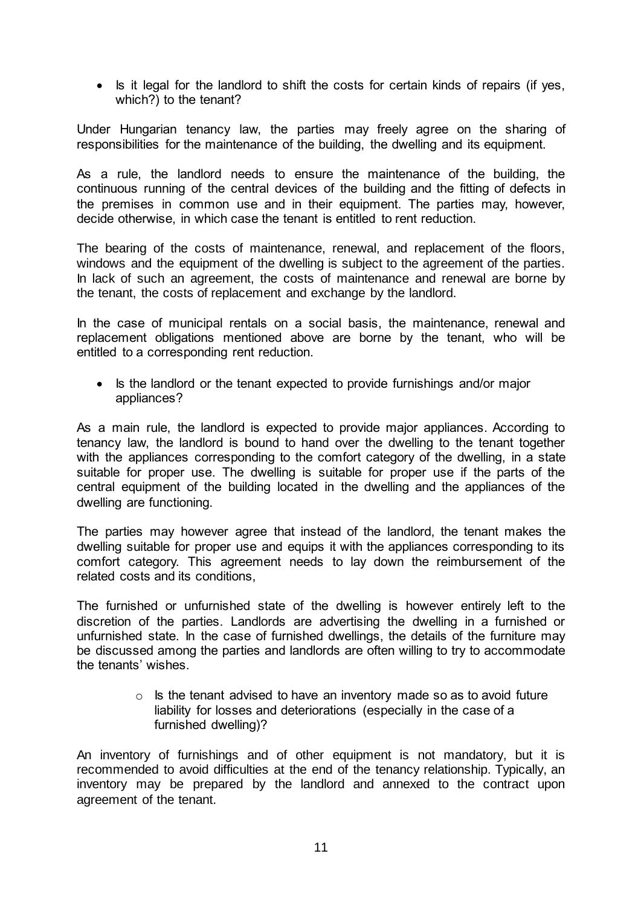- Is it legal for the landlord to shift the costs for certain kinds of repairs (if yes, which?) to the tenant?

Under Hungarian tenancy law, the parties may freely agree on the sharing of responsibilities for the maintenance of the building, the dwelling and its equipment.

As a rule, the landlord needs to ensure the maintenance of the building, the continuous running of the central devices of the building and the fitting of defects in the premises in common use and in their equipment. The parties may, however, decide otherwise, in which case the tenant is entitled to rent reduction.

The bearing of the costs of maintenance, renewal, and replacement of the floors, windows and the equipment of the dwelling is subject to the agreement of the parties. In lack of such an agreement, the costs of maintenance and renewal are borne by the tenant, the costs of replacement and exchange by the landlord.

In the case of municipal rentals on a social basis, the maintenance, renewal and replacement obligations mentioned above are borne by the tenant, who will be entitled to a corresponding rent reduction.

- Is the landlord or the tenant expected to provide furnishings and/or major appliances?

As a main rule, the landlord is expected to provide major appliances. According to tenancy law, the landlord is bound to hand over the dwelling to the tenant together with the appliances corresponding to the comfort category of the dwelling, in a state suitable for proper use. The dwelling is suitable for proper use if the parts of the central equipment of the building located in the dwelling and the appliances of the dwelling are functioning.

The parties may however agree that instead of the landlord, the tenant makes the dwelling suitable for proper use and equips it with the appliances corresponding to its comfort category. This agreement needs to lay down the reimbursement of the related costs and its conditions,

The furnished or unfurnished state of the dwelling is however entirely left to the discretion of the parties. Landlords are advertising the dwelling in a furnished or unfurnished state. In the case of furnished dwellings, the details of the furniture may be discussed among the parties and landlords are often willing to try to accommodate the tenants' wishes.

  - Is the tenant advised to have an inventory made so as to avoid future liability for losses and deteriorations (especially in the case of a furnished dwelling)?

An inventory of furnishings and of other equipment is not mandatory, but it is recommended to avoid difficulties at the end of the tenancy relationship. Typically, an inventory may be prepared by the landlord and annexed to the contract upon agreement of the tenant.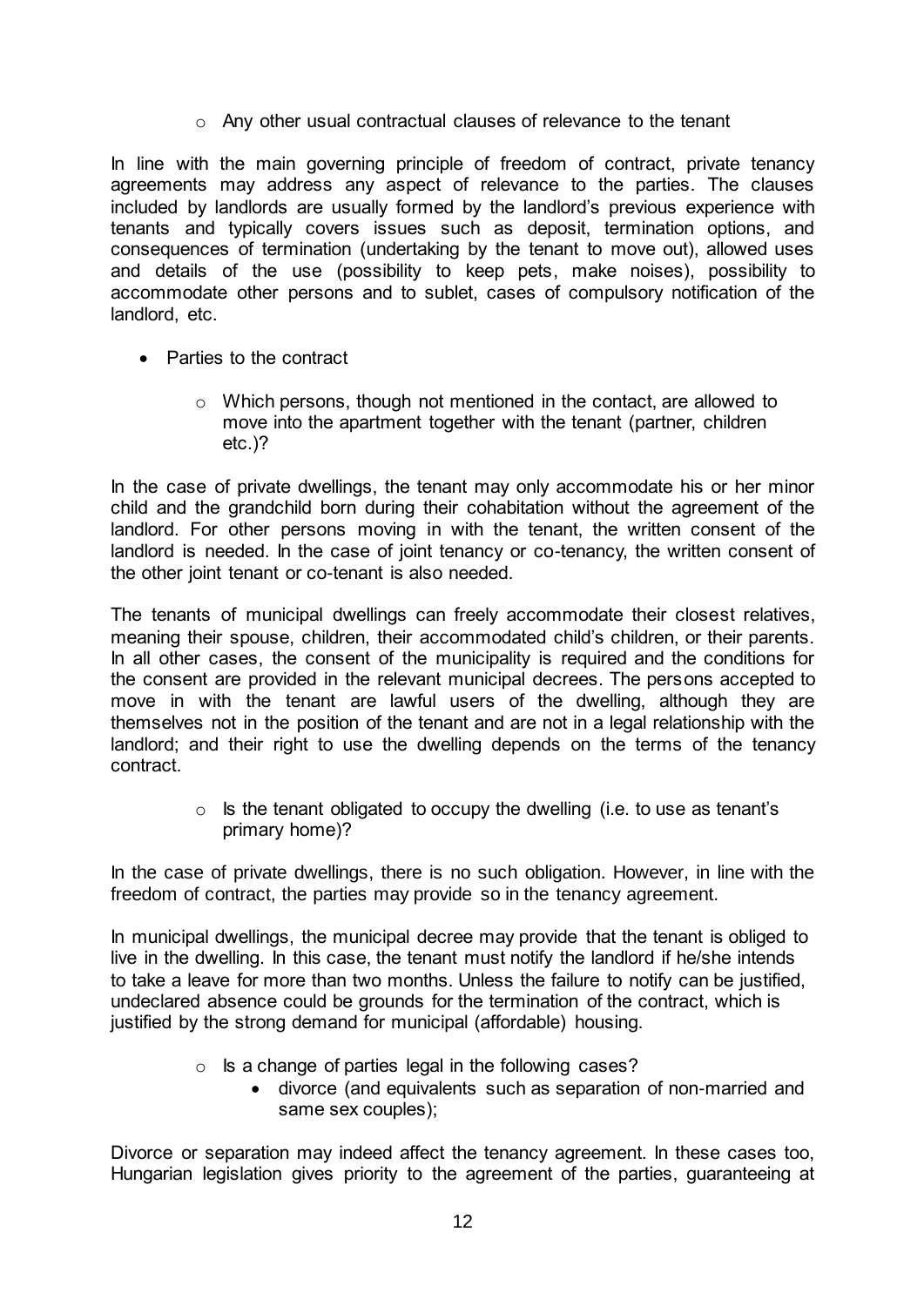- Any other usual contractual clauses of relevance to the tenant

In line with the main governing principle of freedom of contract, private tenancy agreements may address any aspect of relevance to the parties. The clauses included by landlords are usually formed by the landlord's previous experience with tenants and typically covers issues such as deposit, termination options, and consequences of termination (undertaking by the tenant to move out), allowed uses and details of the use (possibility to keep pets, make noises), possibility to accommodate other persons and to sublet, cases of compulsory notification of the landlord, etc.

- Parties to the contract
  - Which persons, though not mentioned in the contact, are allowed to move into the apartment together with the tenant (partner, children etc.)?

In the case of private dwellings, the tenant may only accommodate his or her minor child and the grandchild born during their cohabitation without the agreement of the landlord. For other persons moving in with the tenant, the written consent of the landlord is needed. In the case of joint tenancy or co-tenancy, the written consent of the other joint tenant or co-tenant is also needed.

The tenants of municipal dwellings can freely accommodate their closest relatives, meaning their spouse, children, their accommodated child's children, or their parents. In all other cases, the consent of the municipality is required and the conditions for the consent are provided in the relevant municipal decrees. The persons accepted to move in with the tenant are lawful users of the dwelling, although they are themselves not in the position of the tenant and are not in a legal relationship with the landlord; and their right to use the dwelling depends on the terms of the tenancy contract.

  - Is the tenant obligated to occupy the dwelling (i.e. to use as tenant's primary home)?

In the case of private dwellings, there is no such obligation. However, in line with the freedom of contract, the parties may provide so in the tenancy agreement.

In municipal dwellings, the municipal decree may provide that the tenant is obliged to live in the dwelling. In this case, the tenant must notify the landlord if he/she intends to take a leave for more than two months. Unless the failure to notify can be justified, undeclared absence could be grounds for the termination of the contract, which is justified by the strong demand for municipal (affordable) housing.

  - Is a change of parties legal in the following cases?
    - divorce (and equivalents such as separation of non-married and same sex couples);

Divorce or separation may indeed affect the tenancy agreement. In these cases too, Hungarian legislation gives priority to the agreement of the parties, guaranteeing at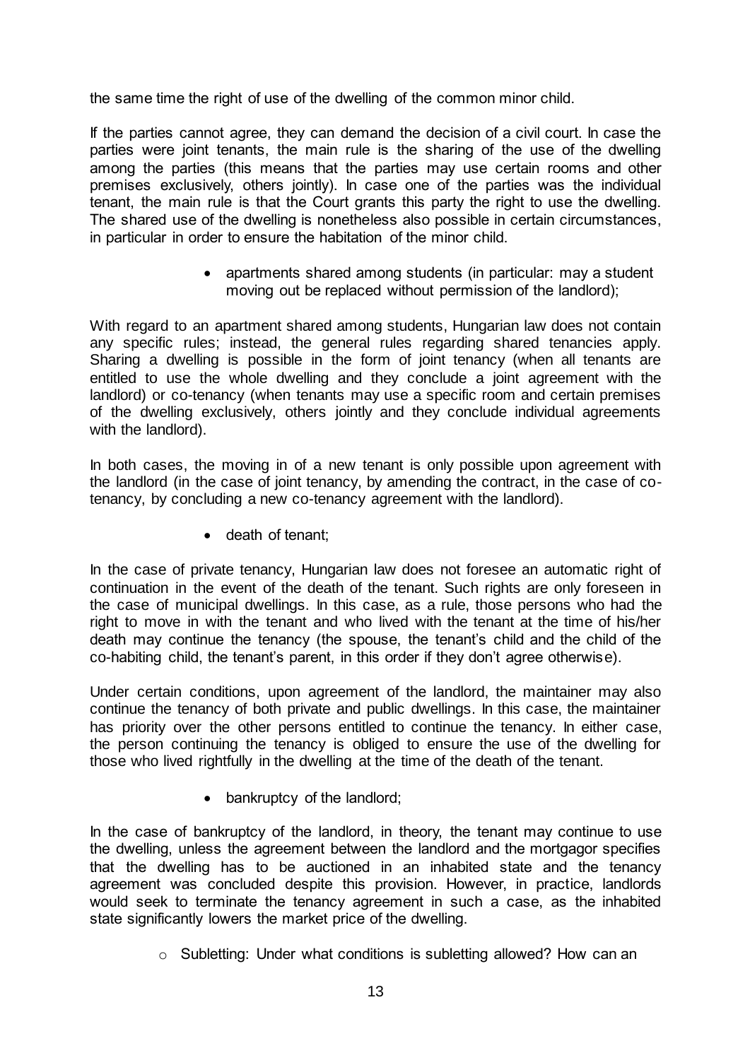the same time the right of use of the dwelling of the common minor child.

If the parties cannot agree, they can demand the decision of a civil court. In case the parties were joint tenants, the main rule is the sharing of the use of the dwelling among the parties (this means that the parties may use certain rooms and other premises exclusively, others jointly). In case one of the parties was the individual tenant, the main rule is that the Court grants this party the right to use the dwelling. The shared use of the dwelling is nonetheless also possible in certain circumstances, in particular in order to ensure the habitation of the minor child.

- apartments shared among students (in particular: may a student moving out be replaced without permission of the landlord);

With regard to an apartment shared among students, Hungarian law does not contain any specific rules; instead, the general rules regarding shared tenancies apply. Sharing a dwelling is possible in the form of joint tenancy (when all tenants are entitled to use the whole dwelling and they conclude a joint agreement with the landlord) or co-tenancy (when tenants may use a specific room and certain premises of the dwelling exclusively, others jointly and they conclude individual agreements with the landlord).

In both cases, the moving in of a new tenant is only possible upon agreement with the landlord (in the case of joint tenancy, by amending the contract, in the case of co-tenancy, by concluding a new co-tenancy agreement with the landlord).

- death of tenant;

In the case of private tenancy, Hungarian law does not foresee an automatic right of continuation in the event of the death of the tenant. Such rights are only foreseen in the case of municipal dwellings. In this case, as a rule, those persons who had the right to move in with the tenant and who lived with the tenant at the time of his/her death may continue the tenancy (the spouse, the tenant's child and the child of the co-habiting child, the tenant's parent, in this order if they don't agree otherwise).

Under certain conditions, upon agreement of the landlord, the maintainer may also continue the tenancy of both private and public dwellings. In this case, the maintainer has priority over the other persons entitled to continue the tenancy. In either case, the person continuing the tenancy is obliged to ensure the use of the dwelling for those who lived rightfully in the dwelling at the time of the death of the tenant.

- bankruptcy of the landlord;

In the case of bankruptcy of the landlord, in theory, the tenant may continue to use the dwelling, unless the agreement between the landlord and the mortgagor specifies that the dwelling has to be auctioned in an inhabited state and the tenancy agreement was concluded despite this provision. However, in practice, landlords would seek to terminate the tenancy agreement in such a case, as the inhabited state significantly lowers the market price of the dwelling.

- Subletting: Under what conditions is subletting allowed? How can an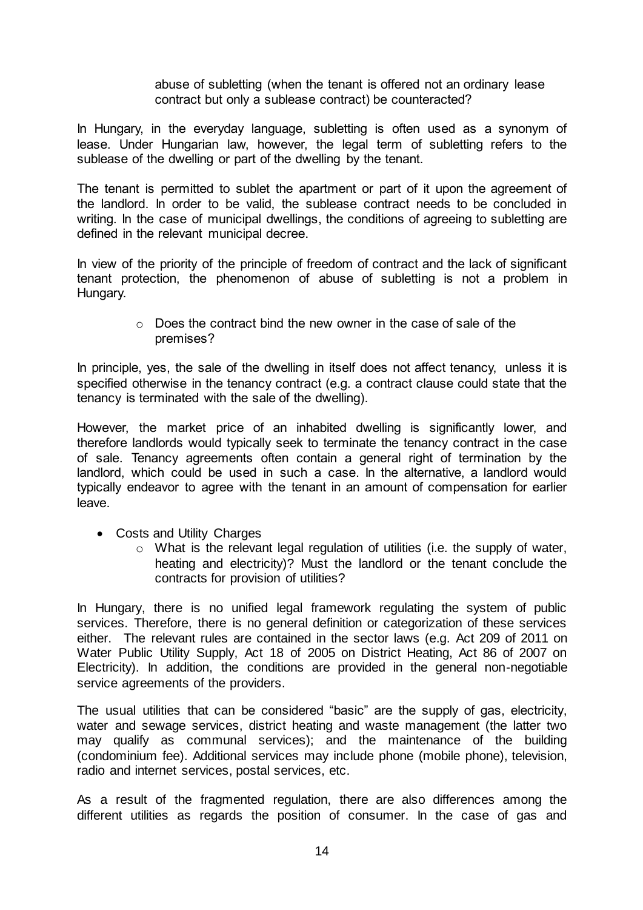abuse of subletting (when the tenant is offered not an ordinary lease contract but only a sublease contract) be counteracted?

In Hungary, in the everyday language, subletting is often used as a synonym of lease. Under Hungarian law, however, the legal term of subletting refers to the sublease of the dwelling or part of the dwelling by the tenant.

The tenant is permitted to sublet the apartment or part of it upon the agreement of the landlord. In order to be valid, the sublease contract needs to be concluded in writing. In the case of municipal dwellings, the conditions of agreeing to subletting are defined in the relevant municipal decree.

In view of the priority of the principle of freedom of contract and the lack of significant tenant protection, the phenomenon of abuse of subletting is not a problem in Hungary.

- Does the contract bind the new owner in the case of sale of the premises?

In principle, yes, the sale of the dwelling in itself does not affect tenancy, unless it is specified otherwise in the tenancy contract (e.g. a contract clause could state that the tenancy is terminated with the sale of the dwelling).

However, the market price of an inhabited dwelling is significantly lower, and therefore landlords would typically seek to terminate the tenancy contract in the case of sale. Tenancy agreements often contain a general right of termination by the landlord, which could be used in such a case. In the alternative, a landlord would typically endeavor to agree with the tenant in an amount of compensation for earlier leave.

- Costs and Utility Charges
  - What is the relevant legal regulation of utilities (i.e. the supply of water, heating and electricity)? Must the landlord or the tenant conclude the contracts for provision of utilities?

In Hungary, there is no unified legal framework regulating the system of public services. Therefore, there is no general definition or categorization of these services either. The relevant rules are contained in the sector laws (e.g. Act 209 of 2011 on Water Public Utility Supply, Act 18 of 2005 on District Heating, Act 86 of 2007 on Electricity). In addition, the conditions are provided in the general non-negotiable service agreements of the providers.

The usual utilities that can be considered "basic" are the supply of gas, electricity, water and sewage services, district heating and waste management (the latter two may qualify as communal services); and the maintenance of the building (condominium fee). Additional services may include phone (mobile phone), television, radio and internet services, postal services, etc.

As a result of the fragmented regulation, there are also differences among the different utilities as regards the position of consumer. In the case of gas and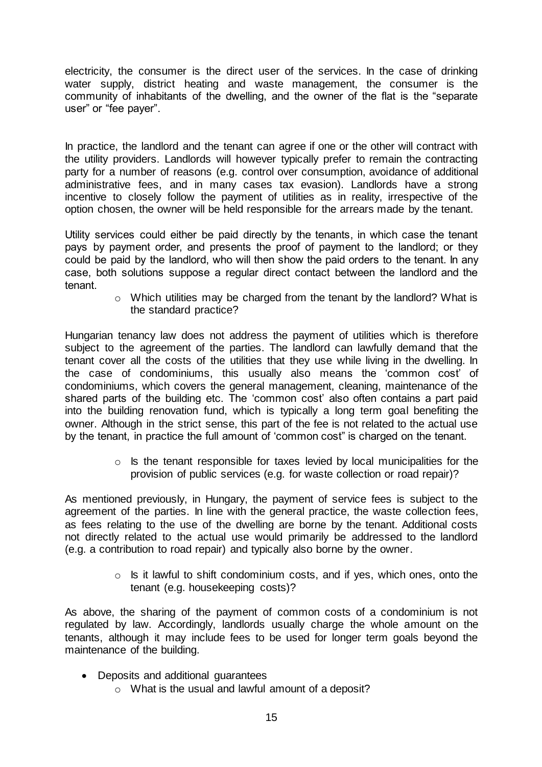electricity, the consumer is the direct user of the services. In the case of drinking water supply, district heating and waste management, the consumer is the community of inhabitants of the dwelling, and the owner of the flat is the "separate user" or "fee payer".

In practice, the landlord and the tenant can agree if one or the other will contract with the utility providers. Landlords will however typically prefer to remain the contracting party for a number of reasons (e.g. control over consumption, avoidance of additional administrative fees, and in many cases tax evasion). Landlords have a strong incentive to closely follow the payment of utilities as in reality, irrespective of the option chosen, the owner will be held responsible for the arrears made by the tenant.

Utility services could either be paid directly by the tenants, in which case the tenant pays by payment order, and presents the proof of payment to the landlord; or they could be paid by the landlord, who will then show the paid orders to the tenant. In any case, both solutions suppose a regular direct contact between the landlord and the tenant.

- Which utilities may be charged from the tenant by the landlord? What is the standard practice?

Hungarian tenancy law does not address the payment of utilities which is therefore subject to the agreement of the parties. The landlord can lawfully demand that the tenant cover all the costs of the utilities that they use while living in the dwelling. In the case of condominiums, this usually also means the 'common cost' of condominiums, which covers the general management, cleaning, maintenance of the shared parts of the building etc. The 'common cost' also often contains a part paid into the building renovation fund, which is typically a long term goal benefiting the owner. Although in the strict sense, this part of the fee is not related to the actual use by the tenant, in practice the full amount of 'common cost" is charged on the tenant.

- Is the tenant responsible for taxes levied by local municipalities for the provision of public services (e.g. for waste collection or road repair)?

As mentioned previously, in Hungary, the payment of service fees is subject to the agreement of the parties. In line with the general practice, the waste collection fees, as fees relating to the use of the dwelling are borne by the tenant. Additional costs not directly related to the actual use would primarily be addressed to the landlord (e.g. a contribution to road repair) and typically also borne by the owner.

- Is it lawful to shift condominium costs, and if yes, which ones, onto the tenant (e.g. housekeeping costs)?

As above, the sharing of the payment of common costs of a condominium is not regulated by law. Accordingly, landlords usually charge the whole amount on the tenants, although it may include fees to be used for longer term goals beyond the maintenance of the building.

- Deposits and additional guarantees
  - What is the usual and lawful amount of a deposit?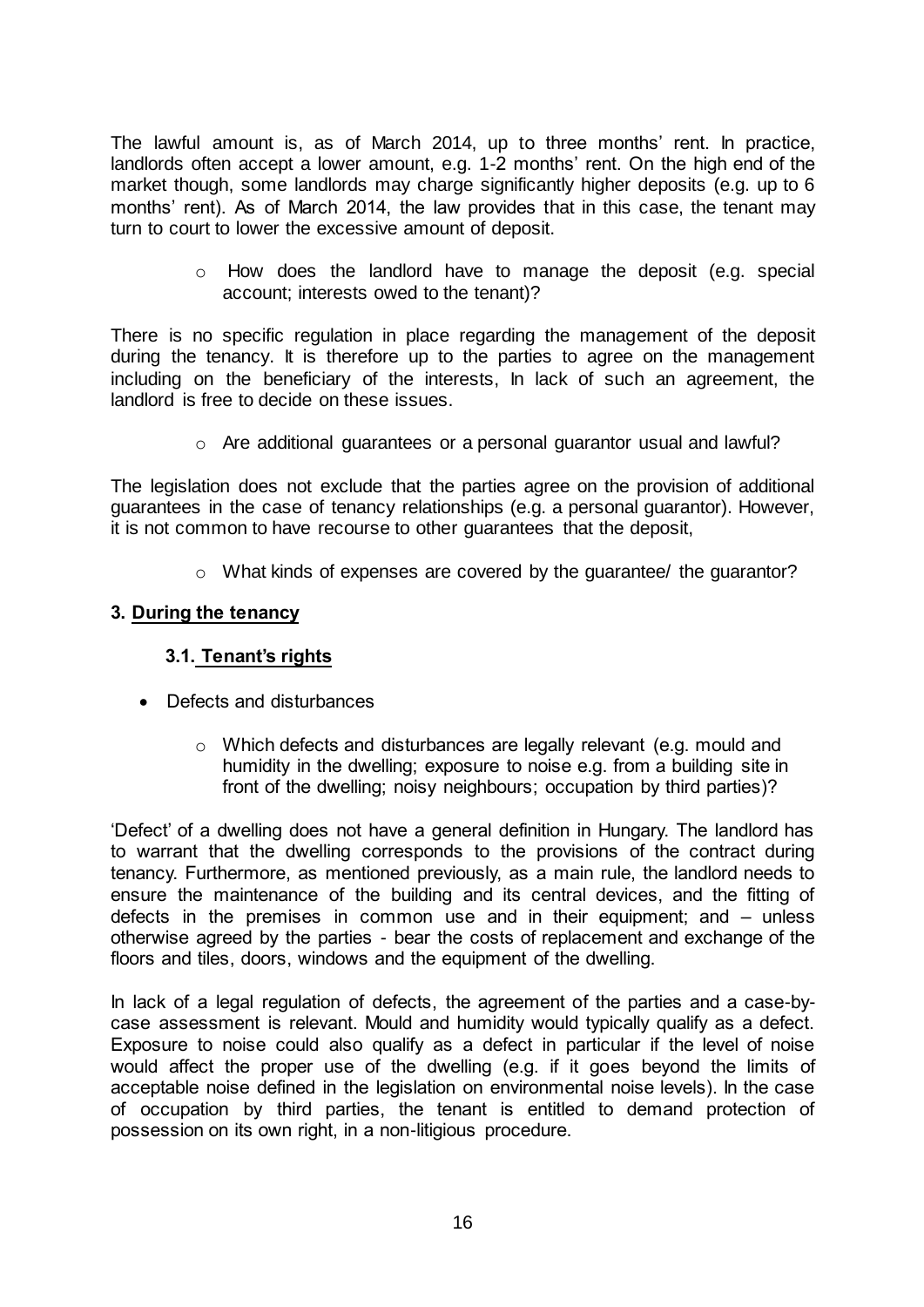The lawful amount is, as of March 2014, up to three months' rent. In practice, landlords often accept a lower amount, e.g. 1-2 months' rent. On the high end of the market though, some landlords may charge significantly higher deposits (e.g. up to 6 months' rent). As of March 2014, the law provides that in this case, the tenant may turn to court to lower the excessive amount of deposit.

- How does the landlord have to manage the deposit (e.g. special account; interests owed to the tenant)?

There is no specific regulation in place regarding the management of the deposit during the tenancy. It is therefore up to the parties to agree on the management including on the beneficiary of the interests, In lack of such an agreement, the landlord is free to decide on these issues.

- Are additional guarantees or a personal guarantor usual and lawful?

The legislation does not exclude that the parties agree on the provision of additional guarantees in the case of tenancy relationships (e.g. a personal guarantor). However, it is not common to have recourse to other guarantees that the deposit,

- What kinds of expenses are covered by the guarantee/ the guarantor?

### 3. <u>During the tenancy</u>

#### 3.1. <u>Tenant's rights</u>

- Defects and disturbances
  - Which defects and disturbances are legally relevant (e.g. mould and humidity in the dwelling; exposure to noise e.g. from a building site in front of the dwelling; noisy neighbours; occupation by third parties)?

'Defect' of a dwelling does not have a general definition in Hungary. The landlord has to warrant that the dwelling corresponds to the provisions of the contract during tenancy. Furthermore, as mentioned previously, as a main rule, the landlord needs to ensure the maintenance of the building and its central devices, and the fitting of defects in the premises in common use and in their equipment; and – unless otherwise agreed by the parties - bear the costs of replacement and exchange of the floors and tiles, doors, windows and the equipment of the dwelling.

In lack of a legal regulation of defects, the agreement of the parties and a case-by-case assessment is relevant. Mould and humidity would typically qualify as a defect. Exposure to noise could also qualify as a defect in particular if the level of noise would affect the proper use of the dwelling (e.g. if it goes beyond the limits of acceptable noise defined in the legislation on environmental noise levels). In the case of occupation by third parties, the tenant is entitled to demand protection of possession on its own right, in a non-litigious procedure.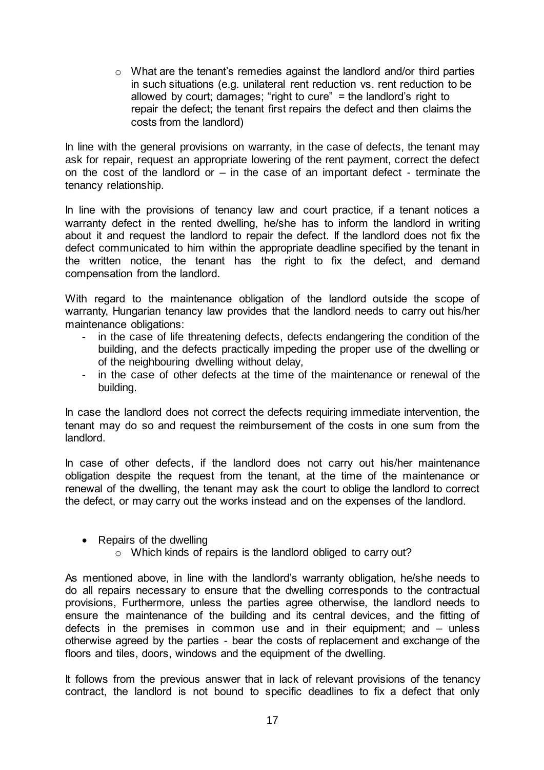- What are the tenant's remedies against the landlord and/or third parties in such situations (e.g. unilateral rent reduction vs. rent reduction to be allowed by court; damages; "right to cure" = the landlord's right to repair the defect; the tenant first repairs the defect and then claims the costs from the landlord)

In line with the general provisions on warranty, in the case of defects, the tenant may ask for repair, request an appropriate lowering of the rent payment, correct the defect on the cost of the landlord or – in the case of an important defect - terminate the tenancy relationship.

In line with the provisions of tenancy law and court practice, if a tenant notices a warranty defect in the rented dwelling, he/she has to inform the landlord in writing about it and request the landlord to repair the defect. If the landlord does not fix the defect communicated to him within the appropriate deadline specified by the tenant in the written notice, the tenant has the right to fix the defect, and demand compensation from the landlord.

With regard to the maintenance obligation of the landlord outside the scope of warranty, Hungarian tenancy law provides that the landlord needs to carry out his/her maintenance obligations:

- in the case of life threatening defects, defects endangering the condition of the building, and the defects practically impeding the proper use of the dwelling or of the neighbouring dwelling without delay,
- in the case of other defects at the time of the maintenance or renewal of the building.

In case the landlord does not correct the defects requiring immediate intervention, the tenant may do so and request the reimbursement of the costs in one sum from the landlord.

In case of other defects, if the landlord does not carry out his/her maintenance obligation despite the request from the tenant, at the time of the maintenance or renewal of the dwelling, the tenant may ask the court to oblige the landlord to correct the defect, or may carry out the works instead and on the expenses of the landlord.

- Repairs of the dwelling
  - Which kinds of repairs is the landlord obliged to carry out?

As mentioned above, in line with the landlord's warranty obligation, he/she needs to do all repairs necessary to ensure that the dwelling corresponds to the contractual provisions, Furthermore, unless the parties agree otherwise, the landlord needs to ensure the maintenance of the building and its central devices, and the fitting of defects in the premises in common use and in their equipment; and – unless otherwise agreed by the parties - bear the costs of replacement and exchange of the floors and tiles, doors, windows and the equipment of the dwelling.

It follows from the previous answer that in lack of relevant provisions of the tenancy contract, the landlord is not bound to specific deadlines to fix a defect that only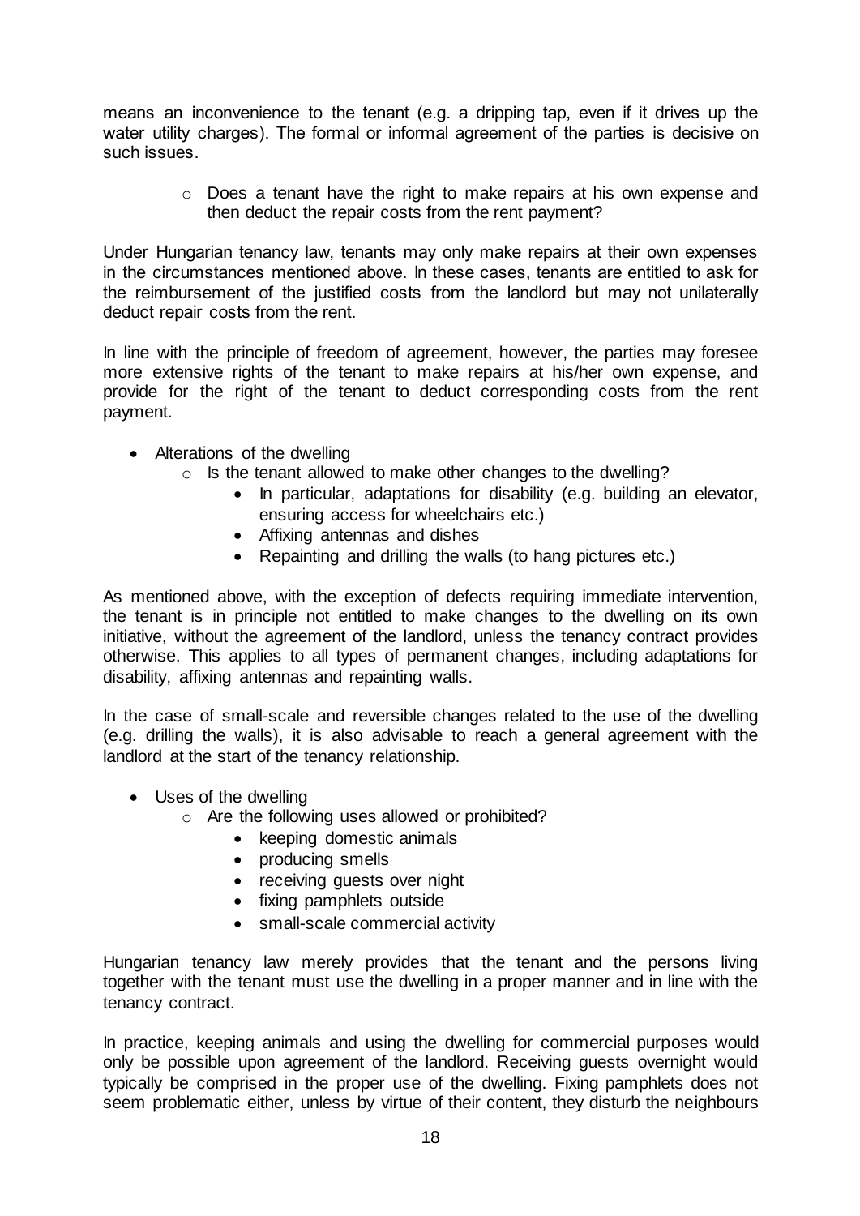means an inconvenience to the tenant (e.g. a dripping tap, even if it drives up the water utility charges). The formal or informal agreement of the parties is decisive on such issues.

- Does a tenant have the right to make repairs at his own expense and then deduct the repair costs from the rent payment?

Under Hungarian tenancy law, tenants may only make repairs at their own expenses in the circumstances mentioned above. In these cases, tenants are entitled to ask for the reimbursement of the justified costs from the landlord but may not unilaterally deduct repair costs from the rent.

In line with the principle of freedom of agreement, however, the parties may foresee more extensive rights of the tenant to make repairs at his/her own expense, and provide for the right of the tenant to deduct corresponding costs from the rent payment.

- Alterations of the dwelling
  - Is the tenant allowed to make other changes to the dwelling?
    - In particular, adaptations for disability (e.g. building an elevator, ensuring access for wheelchairs etc.)
    - Affixing antennas and dishes
    - Repainting and drilling the walls (to hang pictures etc.)

As mentioned above, with the exception of defects requiring immediate intervention, the tenant is in principle not entitled to make changes to the dwelling on its own initiative, without the agreement of the landlord, unless the tenancy contract provides otherwise. This applies to all types of permanent changes, including adaptations for disability, affixing antennas and repainting walls.

In the case of small-scale and reversible changes related to the use of the dwelling (e.g. drilling the walls), it is also advisable to reach a general agreement with the landlord at the start of the tenancy relationship.

- Uses of the dwelling
  - Are the following uses allowed or prohibited?
    - keeping domestic animals
    - producing smells
    - receiving guests over night
    - fixing pamphlets outside
    - small-scale commercial activity

Hungarian tenancy law merely provides that the tenant and the persons living together with the tenant must use the dwelling in a proper manner and in line with the tenancy contract.

In practice, keeping animals and using the dwelling for commercial purposes would only be possible upon agreement of the landlord. Receiving guests overnight would typically be comprised in the proper use of the dwelling. Fixing pamphlets does not seem problematic either, unless by virtue of their content, they disturb the neighbours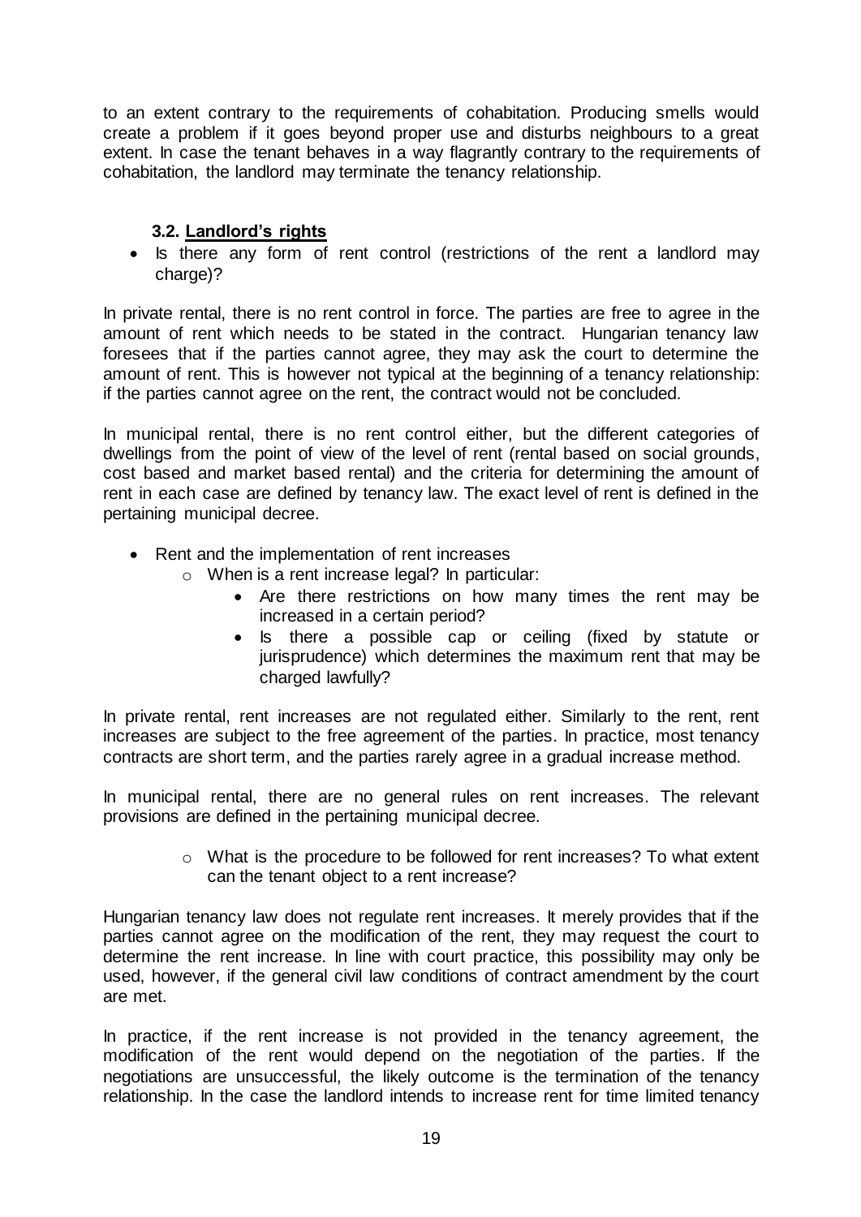to an extent contrary to the requirements of cohabitation. Producing smells would create a problem if it goes beyond proper use and disturbs neighbours to a great extent. In case the tenant behaves in a way flagrantly contrary to the requirements of cohabitation, the landlord may terminate the tenancy relationship.

### 3.2. Landlord's rights

- Is there any form of rent control (restrictions of the rent a landlord may charge)?

In private rental, there is no rent control in force. The parties are free to agree in the amount of rent which needs to be stated in the contract. Hungarian tenancy law foresees that if the parties cannot agree, they may ask the court to determine the amount of rent. This is however not typical at the beginning of a tenancy relationship: if the parties cannot agree on the rent, the contract would not be concluded.

In municipal rental, there is no rent control either, but the different categories of dwellings from the point of view of the level of rent (rental based on social grounds, cost based and market based rental) and the criteria for determining the amount of rent in each case are defined by tenancy law. The exact level of rent is defined in the pertaining municipal decree.

- Rent and the implementation of rent increases
  - When is a rent increase legal? In particular:
    - Are there restrictions on how many times the rent may be increased in a certain period?
    - Is there a possible cap or ceiling (fixed by statute or jurisprudence) which determines the maximum rent that may be charged lawfully?

In private rental, rent increases are not regulated either. Similarly to the rent, rent increases are subject to the free agreement of the parties. In practice, most tenancy contracts are short term, and the parties rarely agree in a gradual increase method.

In municipal rental, there are no general rules on rent increases. The relevant provisions are defined in the pertaining municipal decree.

  - What is the procedure to be followed for rent increases? To what extent can the tenant object to a rent increase?

Hungarian tenancy law does not regulate rent increases. It merely provides that if the parties cannot agree on the modification of the rent, they may request the court to determine the rent increase. In line with court practice, this possibility may only be used, however, if the general civil law conditions of contract amendment by the court are met.

In practice, if the rent increase is not provided in the tenancy agreement, the modification of the rent would depend on the negotiation of the parties. If the negotiations are unsuccessful, the likely outcome is the termination of the tenancy relationship. In the case the landlord intends to increase rent for time limited tenancy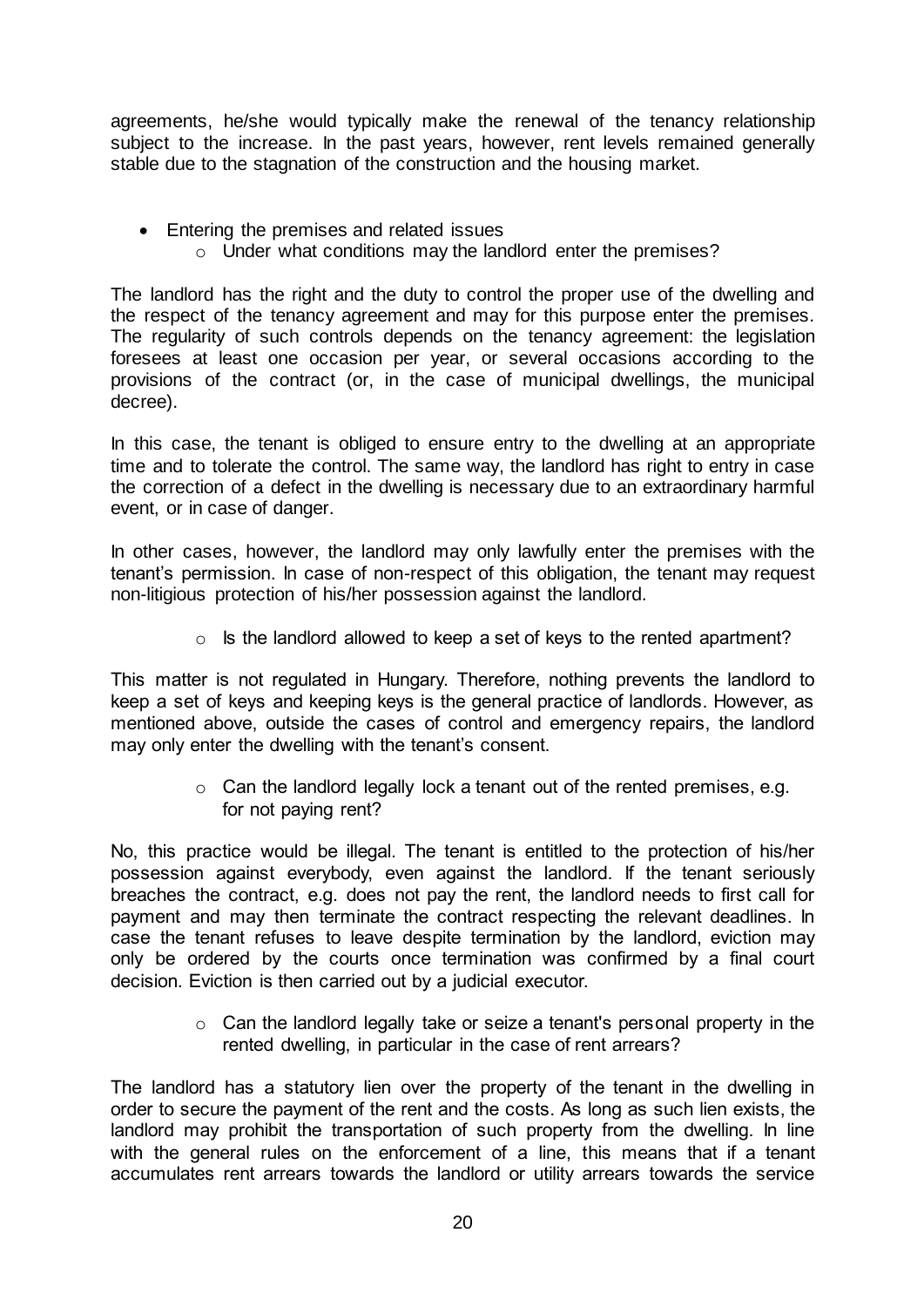agreements, he/she would typically make the renewal of the tenancy relationship subject to the increase. In the past years, however, rent levels remained generally stable due to the stagnation of the construction and the housing market.

- Entering the premises and related issues
  - Under what conditions may the landlord enter the premises?

The landlord has the right and the duty to control the proper use of the dwelling and the respect of the tenancy agreement and may for this purpose enter the premises. The regularity of such controls depends on the tenancy agreement: the legislation foresees at least one occasion per year, or several occasions according to the provisions of the contract (or, in the case of municipal dwellings, the municipal decree).

In this case, the tenant is obliged to ensure entry to the dwelling at an appropriate time and to tolerate the control. The same way, the landlord has right to entry in case the correction of a defect in the dwelling is necessary due to an extraordinary harmful event, or in case of danger.

In other cases, however, the landlord may only lawfully enter the premises with the tenant's permission. In case of non-respect of this obligation, the tenant may request non-litigious protection of his/her possession against the landlord.

- Is the landlord allowed to keep a set of keys to the rented apartment?

This matter is not regulated in Hungary. Therefore, nothing prevents the landlord to keep a set of keys and keeping keys is the general practice of landlords. However, as mentioned above, outside the cases of control and emergency repairs, the landlord may only enter the dwelling with the tenant's consent.

- Can the landlord legally lock a tenant out of the rented premises, e.g. for not paying rent?

No, this practice would be illegal. The tenant is entitled to the protection of his/her possession against everybody, even against the landlord. If the tenant seriously breaches the contract, e.g. does not pay the rent, the landlord needs to first call for payment and may then terminate the contract respecting the relevant deadlines. In case the tenant refuses to leave despite termination by the landlord, eviction may only be ordered by the courts once termination was confirmed by a final court decision. Eviction is then carried out by a judicial executor.

- Can the landlord legally take or seize a tenant's personal property in the rented dwelling, in particular in the case of rent arrears?

The landlord has a statutory lien over the property of the tenant in the dwelling in order to secure the payment of the rent and the costs. As long as such lien exists, the landlord may prohibit the transportation of such property from the dwelling. In line with the general rules on the enforcement of a line, this means that if a tenant accumulates rent arrears towards the landlord or utility arrears towards the service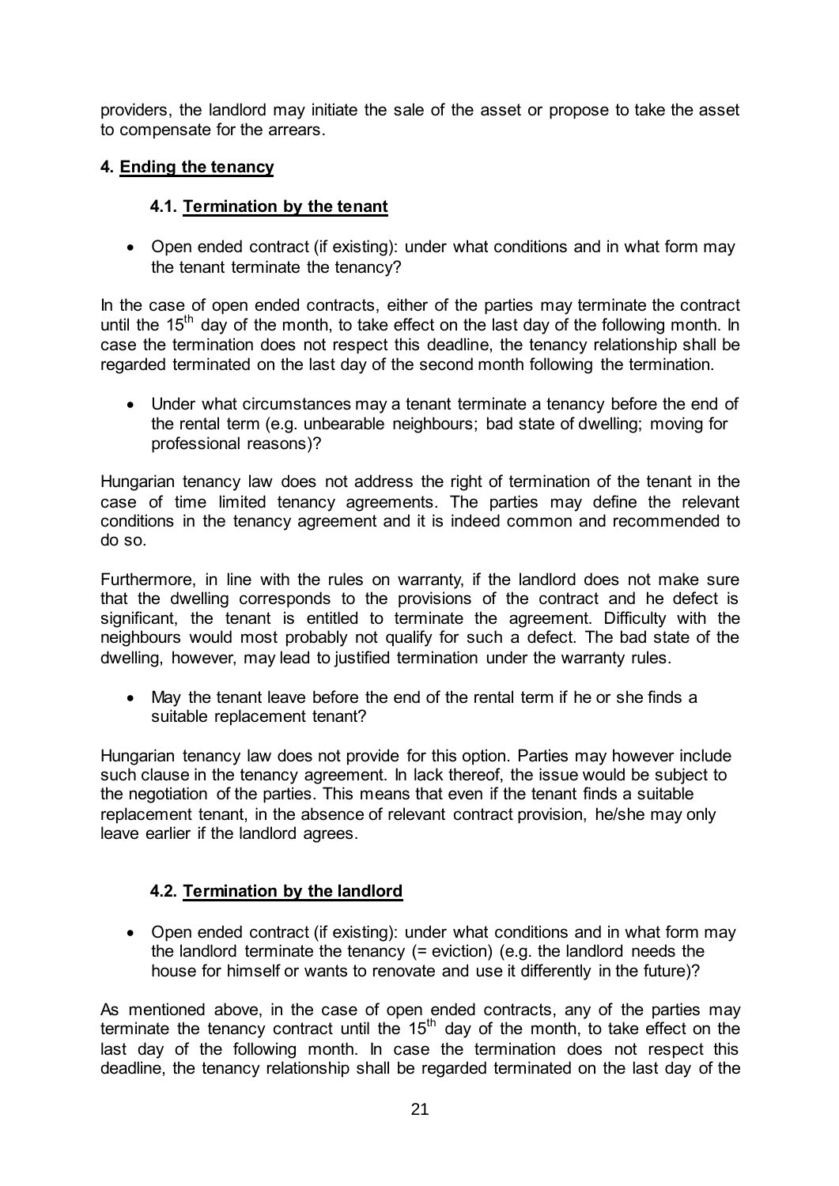providers, the landlord may initiate the sale of the asset or propose to take the asset to compensate for the arrears.

## 4. Ending the tenancy

### 4.1. Termination by the tenant

- Open ended contract (if existing): under what conditions and in what form may the tenant terminate the tenancy?

In the case of open ended contracts, either of the parties may terminate the contract until the 15th day of the month, to take effect on the last day of the following month. In case the termination does not respect this deadline, the tenancy relationship shall be regarded terminated on the last day of the second month following the termination.

- Under what circumstances may a tenant terminate a tenancy before the end of the rental term (e.g. unbearable neighbours; bad state of dwelling; moving for professional reasons)?

Hungarian tenancy law does not address the right of termination of the tenant in the case of time limited tenancy agreements. The parties may define the relevant conditions in the tenancy agreement and it is indeed common and recommended to do so.

Furthermore, in line with the rules on warranty, if the landlord does not make sure that the dwelling corresponds to the provisions of the contract and he defect is significant, the tenant is entitled to terminate the agreement. Difficulty with the neighbours would most probably not qualify for such a defect. The bad state of the dwelling, however, may lead to justified termination under the warranty rules.

- May the tenant leave before the end of the rental term if he or she finds a suitable replacement tenant?

Hungarian tenancy law does not provide for this option. Parties may however include such clause in the tenancy agreement. In lack thereof, the issue would be subject to the negotiation of the parties. This means that even if the tenant finds a suitable replacement tenant, in the absence of relevant contract provision, he/she may only leave earlier if the landlord agrees.

### 4.2. Termination by the landlord

- Open ended contract (if existing): under what conditions and in what form may the landlord terminate the tenancy (= eviction) (e.g. the landlord needs the house for himself or wants to renovate and use it differently in the future)?

As mentioned above, in the case of open ended contracts, any of the parties may terminate the tenancy contract until the 15th day of the month, to take effect on the last day of the following month. In case the termination does not respect this deadline, the tenancy relationship shall be regarded terminated on the last day of the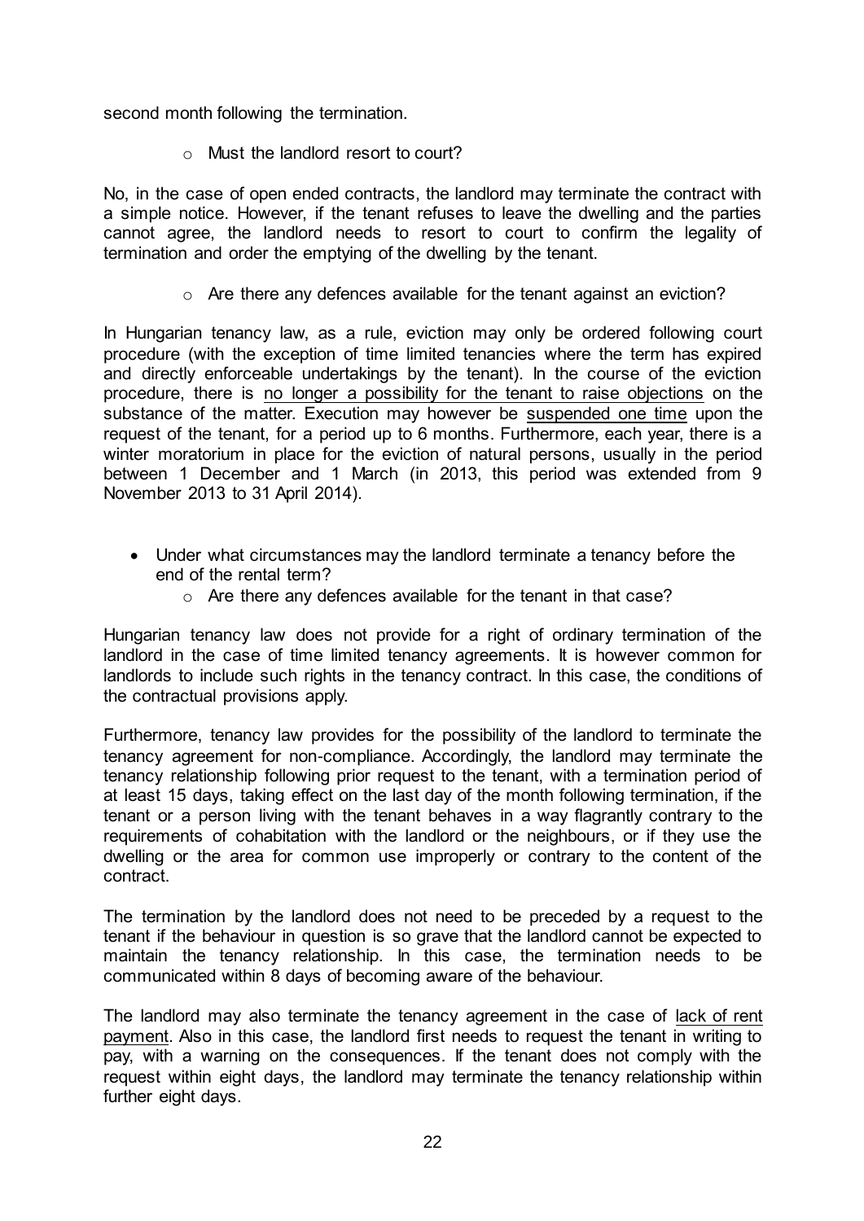second month following the termination.

- Must the landlord resort to court?

No, in the case of open ended contracts, the landlord may terminate the contract with a simple notice. However, if the tenant refuses to leave the dwelling and the parties cannot agree, the landlord needs to resort to court to confirm the legality of termination and order the emptying of the dwelling by the tenant.

- Are there any defences available for the tenant against an eviction?

In Hungarian tenancy law, as a rule, eviction may only be ordered following court procedure (with the exception of time limited tenancies where the term has expired and directly enforceable undertakings by the tenant). In the course of the eviction procedure, there is <u>no longer a possibility for the tenant to raise objections</u> on the substance of the matter. Execution may however be <u>suspended one time</u> upon the request of the tenant, for a period up to 6 months. Furthermore, each year, there is a winter moratorium in place for the eviction of natural persons, usually in the period between 1 December and 1 March (in 2013, this period was extended from 9 November 2013 to 31 April 2014).

- Under what circumstances may the landlord terminate a tenancy before the end of the rental term?
  - Are there any defences available for the tenant in that case?

Hungarian tenancy law does not provide for a right of ordinary termination of the landlord in the case of time limited tenancy agreements. It is however common for landlords to include such rights in the tenancy contract. In this case, the conditions of the contractual provisions apply.

Furthermore, tenancy law provides for the possibility of the landlord to terminate the tenancy agreement for non-compliance. Accordingly, the landlord may terminate the tenancy relationship following prior request to the tenant, with a termination period of at least 15 days, taking effect on the last day of the month following termination, if the tenant or a person living with the tenant behaves in a way flagrantly contrary to the requirements of cohabitation with the landlord or the neighbours, or if they use the dwelling or the area for common use improperly or contrary to the content of the contract.

The termination by the landlord does not need to be preceded by a request to the tenant if the behaviour in question is so grave that the landlord cannot be expected to maintain the tenancy relationship. In this case, the termination needs to be communicated within 8 days of becoming aware of the behaviour.

The landlord may also terminate the tenancy agreement in the case of <u>lack of rent payment</u>. Also in this case, the landlord first needs to request the tenant in writing to pay, with a warning on the consequences. If the tenant does not comply with the request within eight days, the landlord may terminate the tenancy relationship within further eight days.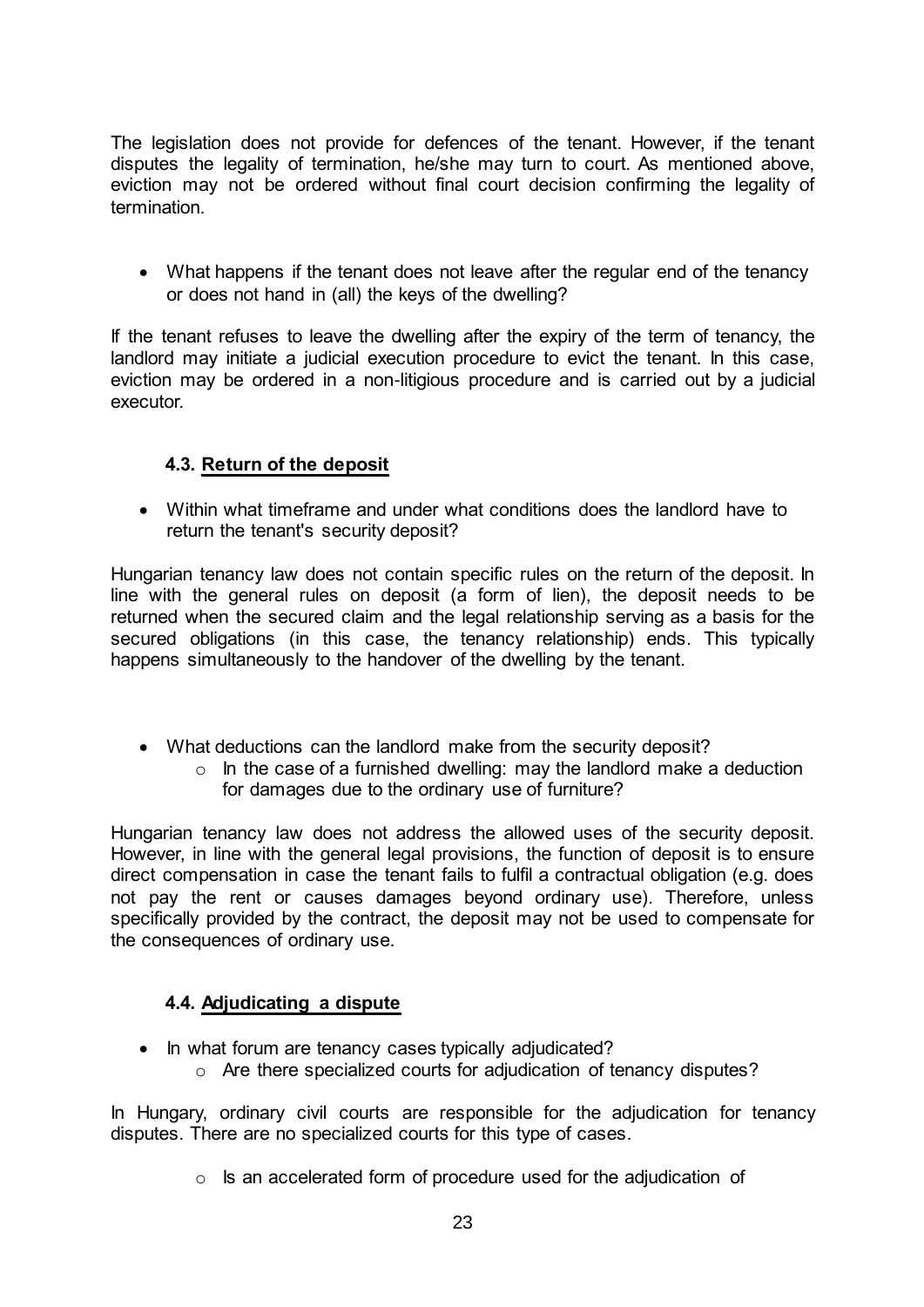The legislation does not provide for defences of the tenant. However, if the tenant disputes the legality of termination, he/she may turn to court. As mentioned above, eviction may not be ordered without final court decision confirming the legality of termination.

- What happens if the tenant does not leave after the regular end of the tenancy or does not hand in (all) the keys of the dwelling?

If the tenant refuses to leave the dwelling after the expiry of the term of tenancy, the landlord may initiate a judicial execution procedure to evict the tenant. In this case, eviction may be ordered in a non-litigious procedure and is carried out by a judicial executor.

### 4.3. Return of the deposit

- Within what timeframe and under what conditions does the landlord have to return the tenant's security deposit?

Hungarian tenancy law does not contain specific rules on the return of the deposit. In line with the general rules on deposit (a form of lien), the deposit needs to be returned when the secured claim and the legal relationship serving as a basis for the secured obligations (in this case, the tenancy relationship) ends. This typically happens simultaneously to the handover of the dwelling by the tenant.

- What deductions can the landlord make from the security deposit?
  - In the case of a furnished dwelling: may the landlord make a deduction for damages due to the ordinary use of furniture?

Hungarian tenancy law does not address the allowed uses of the security deposit. However, in line with the general legal provisions, the function of deposit is to ensure direct compensation in case the tenant fails to fulfil a contractual obligation (e.g. does not pay the rent or causes damages beyond ordinary use). Therefore, unless specifically provided by the contract, the deposit may not be used to compensate for the consequences of ordinary use.

### 4.4. Adjudicating a dispute

- In what forum are tenancy cases typically adjudicated?
  - Are there specialized courts for adjudication of tenancy disputes?

In Hungary, ordinary civil courts are responsible for the adjudication for tenancy disputes. There are no specialized courts for this type of cases.

  - Is an accelerated form of procedure used for the adjudication of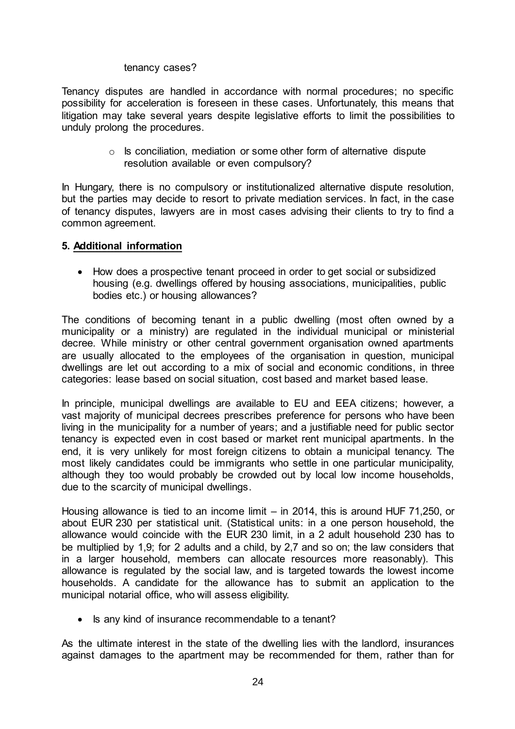tenancy cases?

Tenancy disputes are handled in accordance with normal procedures; no specific possibility for acceleration is foreseen in these cases. Unfortunately, this means that litigation may take several years despite legislative efforts to limit the possibilities to unduly prolong the procedures.

- Is conciliation, mediation or some other form of alternative dispute resolution available or even compulsory?

In Hungary, there is no compulsory or institutionalized alternative dispute resolution, but the parties may decide to resort to private mediation services. In fact, in the case of tenancy disputes, lawyers are in most cases advising their clients to try to find a common agreement.

## 5. Additional information

- How does a prospective tenant proceed in order to get social or subsidized housing (e.g. dwellings offered by housing associations, municipalities, public bodies etc.) or housing allowances?

The conditions of becoming tenant in a public dwelling (most often owned by a municipality or a ministry) are regulated in the individual municipal or ministerial decree. While ministry or other central government organisation owned apartments are usually allocated to the employees of the organisation in question, municipal dwellings are let out according to a mix of social and economic conditions, in three categories: lease based on social situation, cost based and market based lease.

In principle, municipal dwellings are available to EU and EEA citizens; however, a vast majority of municipal decrees prescribes preference for persons who have been living in the municipality for a number of years; and a justifiable need for public sector tenancy is expected even in cost based or market rent municipal apartments. In the end, it is very unlikely for most foreign citizens to obtain a municipal tenancy. The most likely candidates could be immigrants who settle in one particular municipality, although they too would probably be crowded out by local low income households, due to the scarcity of municipal dwellings.

Housing allowance is tied to an income limit – in 2014, this is around HUF 71,250, or about EUR 230 per statistical unit. (Statistical units: in a one person household, the allowance would coincide with the EUR 230 limit, in a 2 adult household 230 has to be multiplied by 1,9; for 2 adults and a child, by 2,7 and so on; the law considers that in a larger household, members can allocate resources more reasonably). This allowance is regulated by the social law, and is targeted towards the lowest income households. A candidate for the allowance has to submit an application to the municipal notarial office, who will assess eligibility.

- Is any kind of insurance recommendable to a tenant?

As the ultimate interest in the state of the dwelling lies with the landlord, insurances against damages to the apartment may be recommended for them, rather than for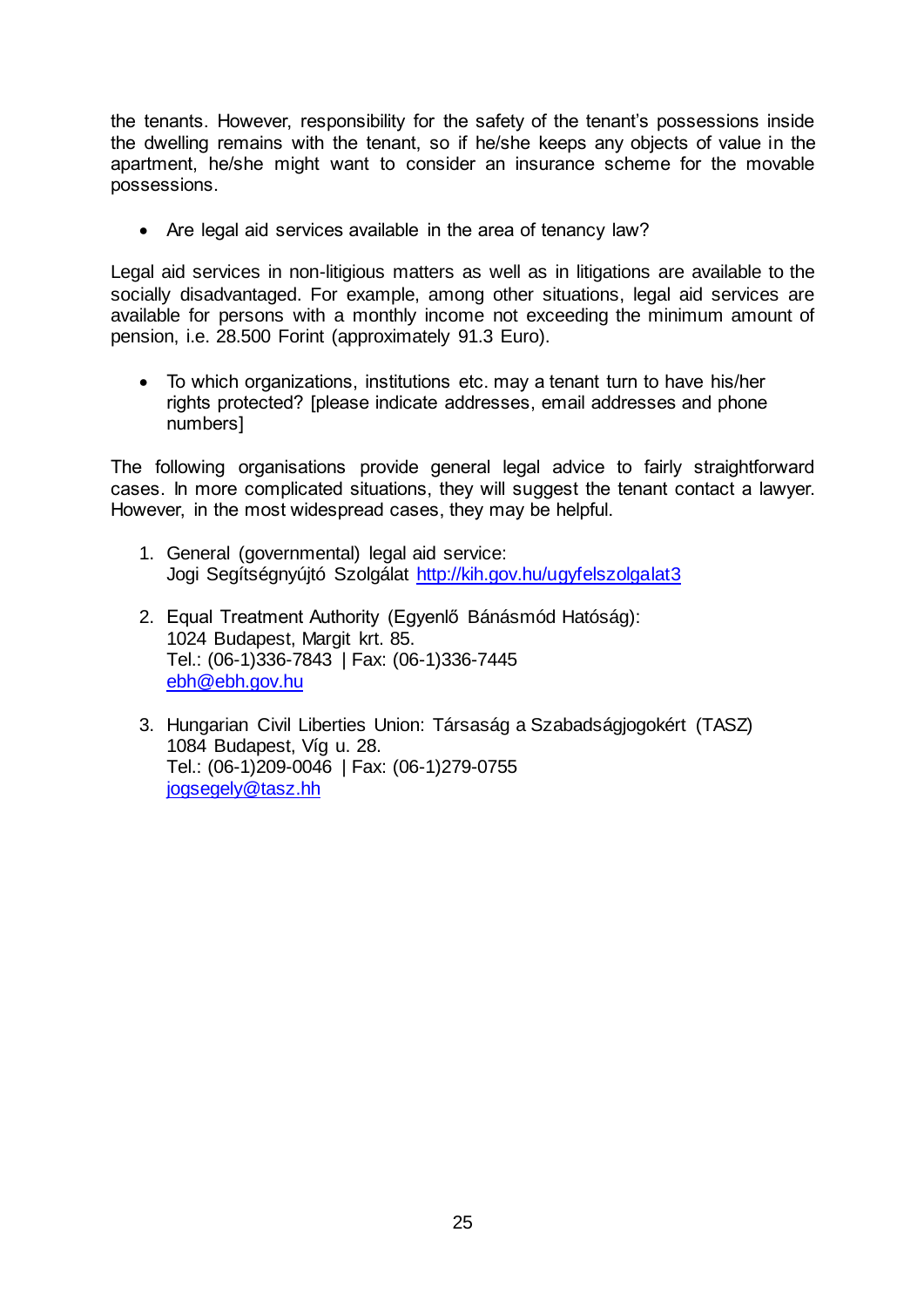the tenants. However, responsibility for the safety of the tenant's possessions inside the dwelling remains with the tenant, so if he/she keeps any objects of value in the apartment, he/she might want to consider an insurance scheme for the movable possessions.

- Are legal aid services available in the area of tenancy law?

Legal aid services in non-litigious matters as well as in litigations are available to the socially disadvantaged. For example, among other situations, legal aid services are available for persons with a monthly income not exceeding the minimum amount of pension, i.e. 28.500 Forint (approximately 91.3 Euro).

- To which organizations, institutions etc. may a tenant turn to have his/her rights protected? [please indicate addresses, email addresses and phone numbers]

The following organisations provide general legal advice to fairly straightforward cases. In more complicated situations, they will suggest the tenant contact a lawyer. However, in the most widespread cases, they may be helpful.

1. General (governmental) legal aid service:
   Jogi Segítségnyújtó Szolgálat http://kih.gov.hu/ugyfelszolgalat3

2. Equal Treatment Authority (Egyenlő Bánásmód Hatóság):
   1024 Budapest, Margit krt. 85.
   Tel.: (06-1)336-7843 | Fax: (06-1)336-7445
   ebh@ebh.gov.hu

3. Hungarian Civil Liberties Union: Társaság a Szabadságjogokért (TASZ)
   1084 Budapest, Víg u. 28.
   Tel.: (06-1)209-0046 | Fax: (06-1)279-0755
   jogsegely@tasz.hh